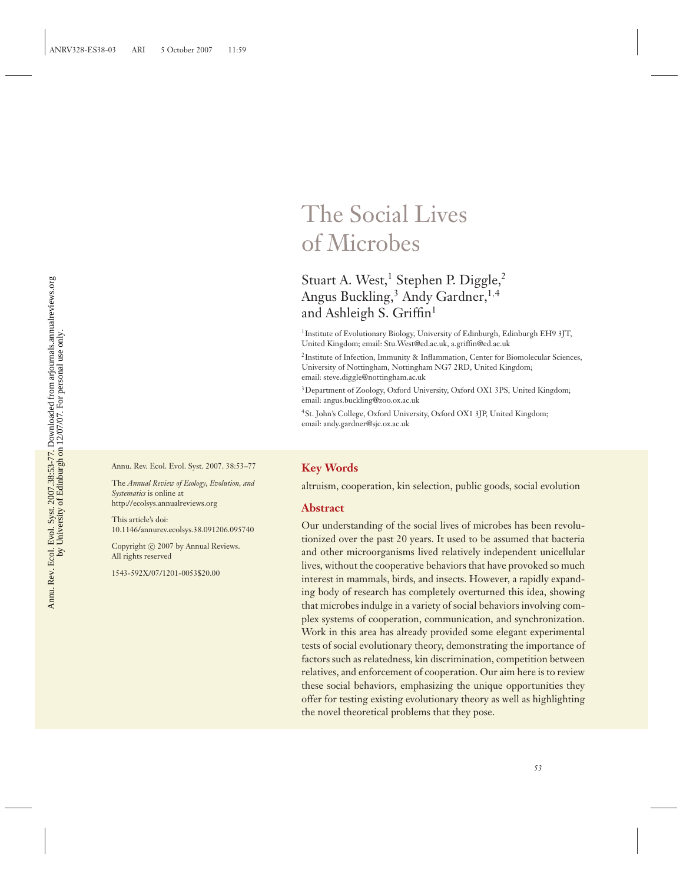# The Social Lives of Microbes

Stuart A. West,[1] Stephen P. Diggle,[2] Angus Buckling,[3] Andy Gardner,[1,4] and Ashleigh S. Griffin[1]

[1]Institute of Evolutionary Biology, University of Edinburgh, Edinburgh EH9 3JT, United Kingdom; email: Stu.West@ed.ac.uk, a.griffin@ed.ac.uk

[2]Institute of Infection, Immunity & Inflammation, Center for Biomolecular Sciences, University of Nottingham, Nottingham NG7 2RD, United Kingdom; email: steve.diggle@nottingham.ac.uk

[3]Department of Zoology, Oxford University, Oxford OX1 3PS, United Kingdom; email: angus.buckling@zoo.ox.ac.uk

[4]St. John's College, Oxford University, Oxford OX1 3JP, United Kingdom; email: andy.gardner@sjc.ox.ac.uk

Annu. Rev. Ecol. Evol. Syst. 2007. 38:53–77

The *Annual Review of Ecology, Evolution, and Systematics* is online at http://ecolsys.annualreviews.org

This article's doi: 10.1146/annurev.ecolsys.38.091206.095740

Copyright © 2007 by Annual Reviews. All rights reserved

1543-592X/07/1201-0053$20.00

## Key Words

altruism, cooperation, kin selection, public goods, social evolution

## Abstract

Our understanding of the social lives of microbes has been revolutionized over the past 20 years. It used to be assumed that bacteria and other microorganisms lived relatively independent unicellular lives, without the cooperative behaviors that have provoked so much interest in mammals, birds, and insects. However, a rapidly expanding body of research has completely overturned this idea, showing that microbes indulge in a variety of social behaviors involving complex systems of cooperation, communication, and synchronization. Work in this area has already provided some elegant experimental tests of social evolutionary theory, demonstrating the importance of factors such as relatedness, kin discrimination, competition between relatives, and enforcement of cooperation. Our aim here is to review these social behaviors, emphasizing the unique opportunities they offer for testing existing evolutionary theory as well as highlighting the novel theoretical problems that they pose.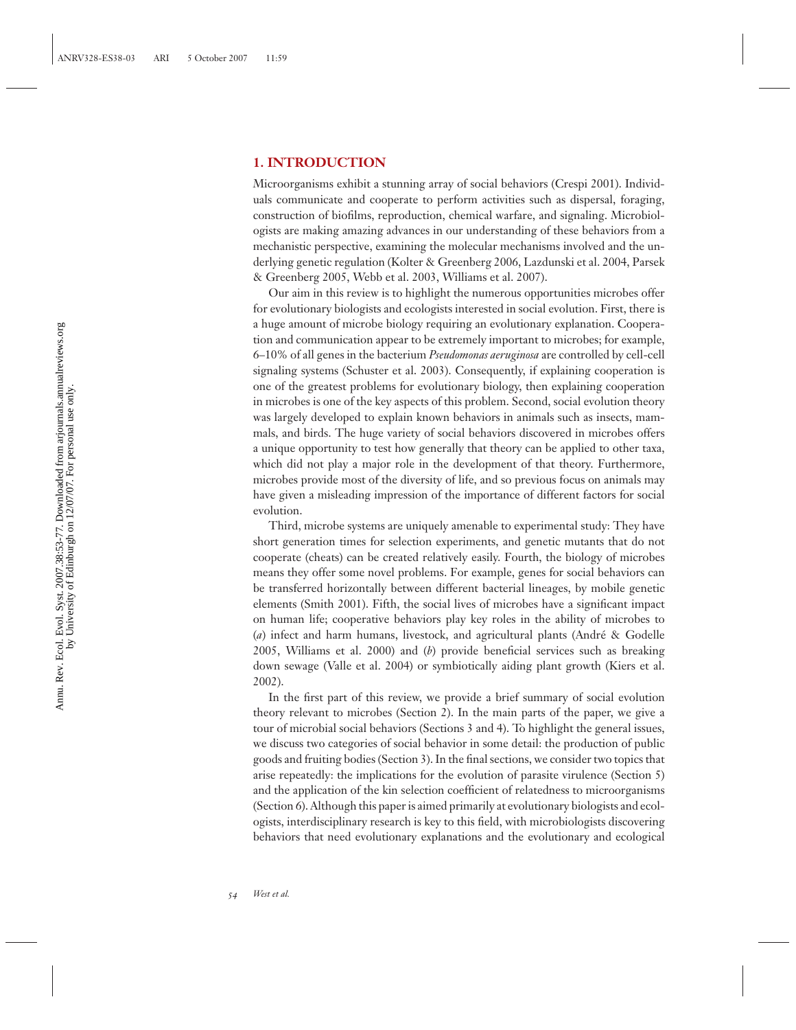## 1. INTRODUCTION

Microorganisms exhibit a stunning array of social behaviors (Crespi 2001). Individuals communicate and cooperate to perform activities such as dispersal, foraging, construction of biofilms, reproduction, chemical warfare, and signaling. Microbiologists are making amazing advances in our understanding of these behaviors from a mechanistic perspective, examining the molecular mechanisms involved and the underlying genetic regulation (Kolter & Greenberg 2006, Lazdunski et al. 2004, Parsek & Greenberg 2005, Webb et al. 2003, Williams et al. 2007).

Our aim in this review is to highlight the numerous opportunities microbes offer for evolutionary biologists and ecologists interested in social evolution. First, there is a huge amount of microbe biology requiring an evolutionary explanation. Cooperation and communication appear to be extremely important to microbes; for example, 6–10% of all genes in the bacterium *Pseudomonas aeruginosa* are controlled by cell-cell signaling systems (Schuster et al. 2003). Consequently, if explaining cooperation is one of the greatest problems for evolutionary biology, then explaining cooperation in microbes is one of the key aspects of this problem. Second, social evolution theory was largely developed to explain known behaviors in animals such as insects, mammals, and birds. The huge variety of social behaviors discovered in microbes offers a unique opportunity to test how generally that theory can be applied to other taxa, which did not play a major role in the development of that theory. Furthermore, microbes provide most of the diversity of life, and so previous focus on animals may have given a misleading impression of the importance of different factors for social evolution.

Third, microbe systems are uniquely amenable to experimental study: They have short generation times for selection experiments, and genetic mutants that do not cooperate (cheats) can be created relatively easily. Fourth, the biology of microbes means they offer some novel problems. For example, genes for social behaviors can be transferred horizontally between different bacterial lineages, by mobile genetic elements (Smith 2001). Fifth, the social lives of microbes have a significant impact on human life; cooperative behaviors play key roles in the ability of microbes to (*a*) infect and harm humans, livestock, and agricultural plants (André & Godelle 2005, Williams et al. 2000) and (*b*) provide beneficial services such as breaking down sewage (Valle et al. 2004) or symbiotically aiding plant growth (Kiers et al. 2002).

In the first part of this review, we provide a brief summary of social evolution theory relevant to microbes (Section 2). In the main parts of the paper, we give a tour of microbial social behaviors (Sections 3 and 4). To highlight the general issues, we discuss two categories of social behavior in some detail: the production of public goods and fruiting bodies (Section 3). In the final sections, we consider two topics that arise repeatedly: the implications for the evolution of parasite virulence (Section 5) and the application of the kin selection coefficient of relatedness to microorganisms (Section 6). Although this paper is aimed primarily at evolutionary biologists and ecologists, interdisciplinary research is key to this field, with microbiologists discovering behaviors that need evolutionary explanations and the evolutionary and ecological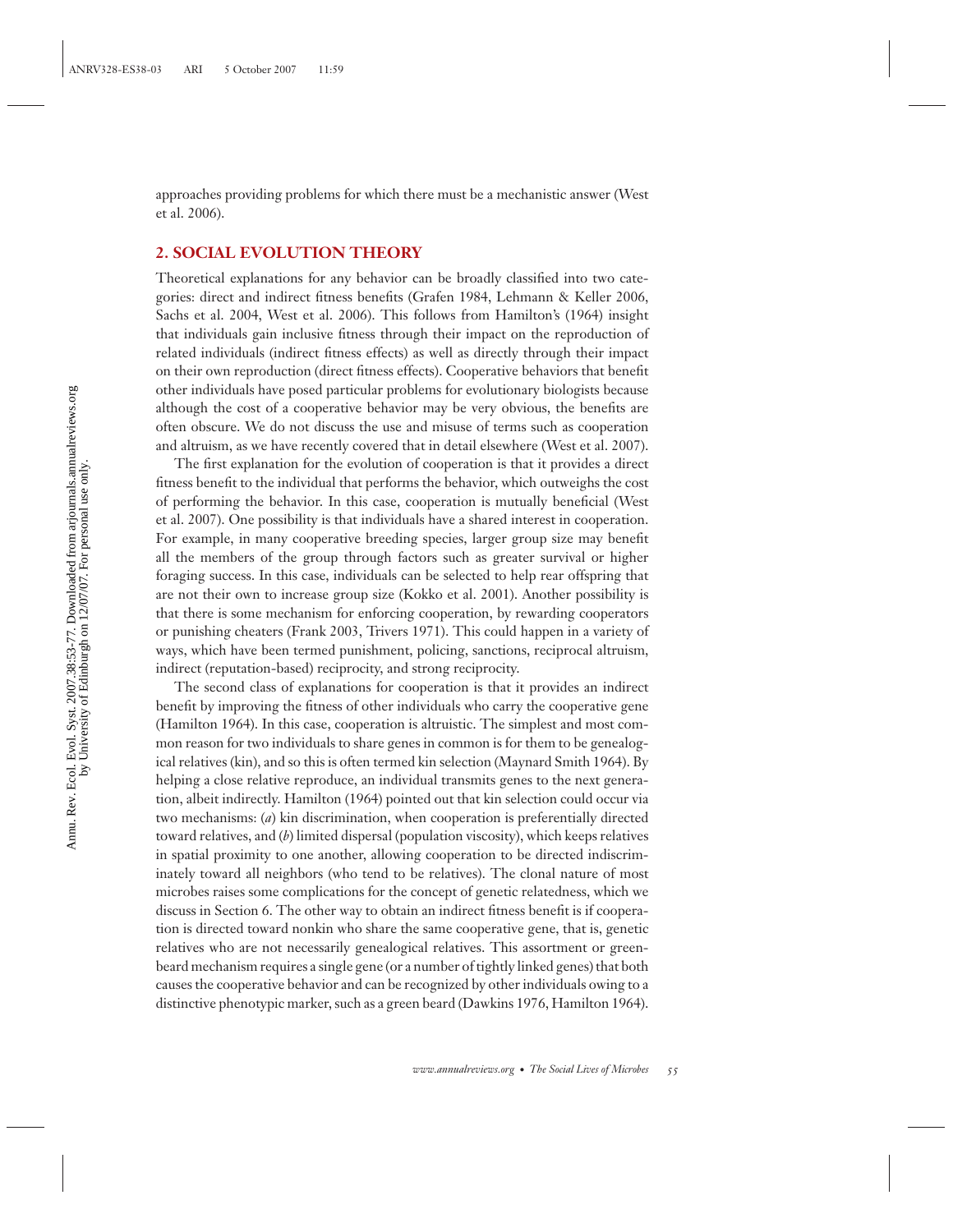approaches providing problems for which there must be a mechanistic answer (West et al. 2006).

## 2. SOCIAL EVOLUTION THEORY

Theoretical explanations for any behavior can be broadly classified into two categories: direct and indirect fitness benefits (Grafen 1984, Lehmann & Keller 2006, Sachs et al. 2004, West et al. 2006). This follows from Hamilton's (1964) insight that individuals gain inclusive fitness through their impact on the reproduction of related individuals (indirect fitness effects) as well as directly through their impact on their own reproduction (direct fitness effects). Cooperative behaviors that benefit other individuals have posed particular problems for evolutionary biologists because although the cost of a cooperative behavior may be very obvious, the benefits are often obscure. We do not discuss the use and misuse of terms such as cooperation and altruism, as we have recently covered that in detail elsewhere (West et al. 2007).

The first explanation for the evolution of cooperation is that it provides a direct fitness benefit to the individual that performs the behavior, which outweighs the cost of performing the behavior. In this case, cooperation is mutually beneficial (West et al. 2007). One possibility is that individuals have a shared interest in cooperation. For example, in many cooperative breeding species, larger group size may benefit all the members of the group through factors such as greater survival or higher foraging success. In this case, individuals can be selected to help rear offspring that are not their own to increase group size (Kokko et al. 2001). Another possibility is that there is some mechanism for enforcing cooperation, by rewarding cooperators or punishing cheaters (Frank 2003, Trivers 1971). This could happen in a variety of ways, which have been termed punishment, policing, sanctions, reciprocal altruism, indirect (reputation-based) reciprocity, and strong reciprocity.

The second class of explanations for cooperation is that it provides an indirect benefit by improving the fitness of other individuals who carry the cooperative gene (Hamilton 1964). In this case, cooperation is altruistic. The simplest and most common reason for two individuals to share genes in common is for them to be genealogical relatives (kin), and so this is often termed kin selection (Maynard Smith 1964). By helping a close relative reproduce, an individual transmits genes to the next generation, albeit indirectly. Hamilton (1964) pointed out that kin selection could occur via two mechanisms: (*a*) kin discrimination, when cooperation is preferentially directed toward relatives, and (*b*) limited dispersal (population viscosity), which keeps relatives in spatial proximity to one another, allowing cooperation to be directed indiscriminately toward all neighbors (who tend to be relatives). The clonal nature of most microbes raises some complications for the concept of genetic relatedness, which we discuss in Section 6. The other way to obtain an indirect fitness benefit is if cooperation is directed toward nonkin who share the same cooperative gene, that is, genetic relatives who are not necessarily genealogical relatives. This assortment or greenbeard mechanism requires a single gene (or a number of tightly linked genes) that both causes the cooperative behavior and can be recognized by other individuals owing to a distinctive phenotypic marker, such as a green beard (Dawkins 1976, Hamilton 1964).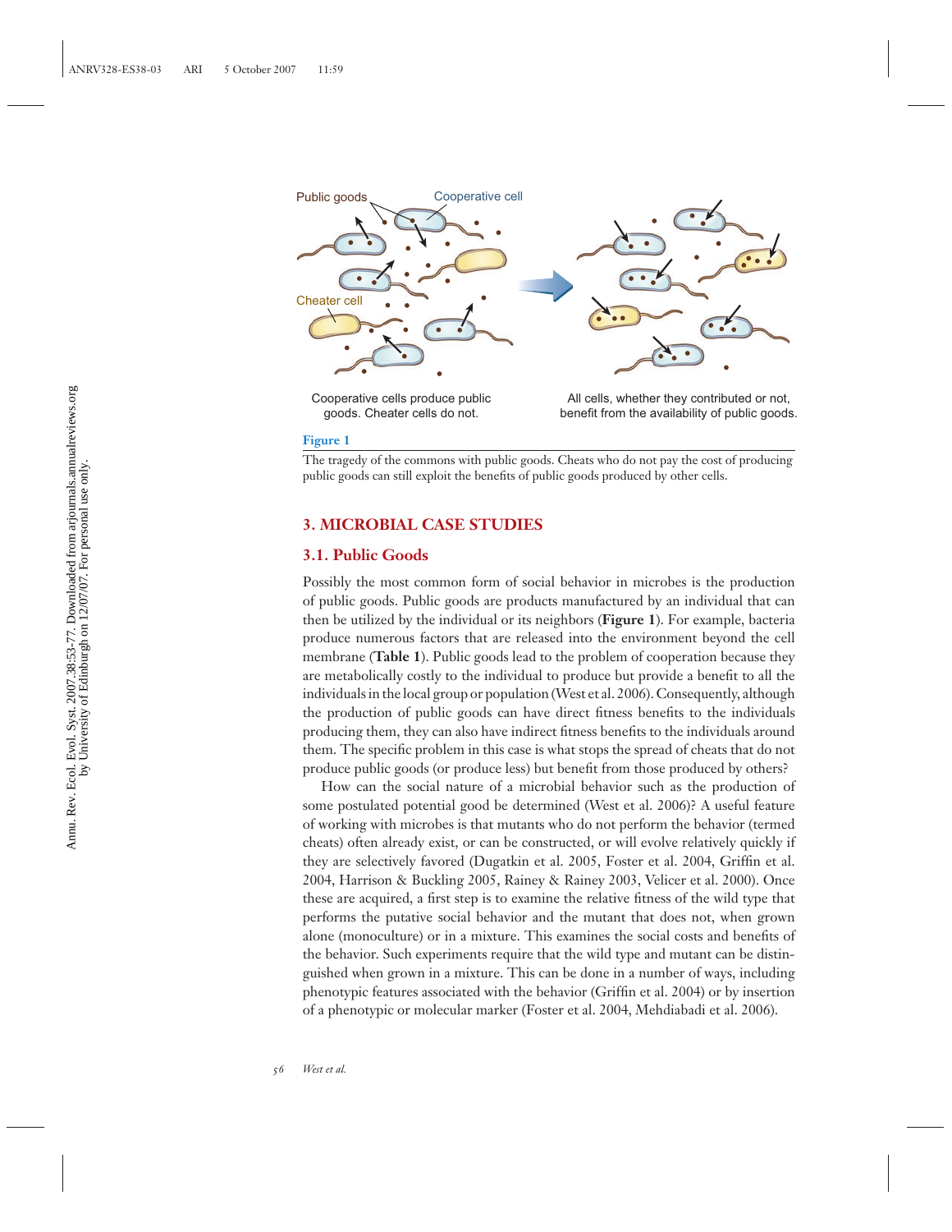Public goods

Cooperative cell

Cheater cell

Cooperative cells produce public goods. Cheater cells do not.

All cells, whether they contributed or not, benefit from the availability of public goods.

**Figure 1**

The tragedy of the commons with public goods. Cheats who do not pay the cost of producing public goods can still exploit the benefits of public goods produced by other cells.

## 3. MICROBIAL CASE STUDIES

### 3.1. Public Goods

Possibly the most common form of social behavior in microbes is the production of public goods. Public goods are products manufactured by an individual that can then be utilized by the individual or its neighbors (**Figure 1**). For example, bacteria produce numerous factors that are released into the environment beyond the cell membrane (**Table 1**). Public goods lead to the problem of cooperation because they are metabolically costly to the individual to produce but provide a benefit to all the individuals in the local group or population (West et al. 2006). Consequently, although the production of public goods can have direct fitness benefits to the individuals producing them, they can also have indirect fitness benefits to the individuals around them. The specific problem in this case is what stops the spread of cheats that do not produce public goods (or produce less) but benefit from those produced by others?

How can the social nature of a microbial behavior such as the production of some postulated potential good be determined (West et al. 2006)? A useful feature of working with microbes is that mutants who do not perform the behavior (termed cheats) often already exist, or can be constructed, or will evolve relatively quickly if they are selectively favored (Dugatkin et al. 2005, Foster et al. 2004, Griffin et al. 2004, Harrison & Buckling 2005, Rainey & Rainey 2003, Velicer et al. 2000). Once these are acquired, a first step is to examine the relative fitness of the wild type that performs the putative social behavior and the mutant that does not, when grown alone (monoculture) or in a mixture. This examines the social costs and benefits of the behavior. Such experiments require that the wild type and mutant can be distinguished when grown in a mixture. This can be done in a number of ways, including phenotypic features associated with the behavior (Griffin et al. 2004) or by insertion of a phenotypic or molecular marker (Foster et al. 2004, Mehdiabadi et al. 2006).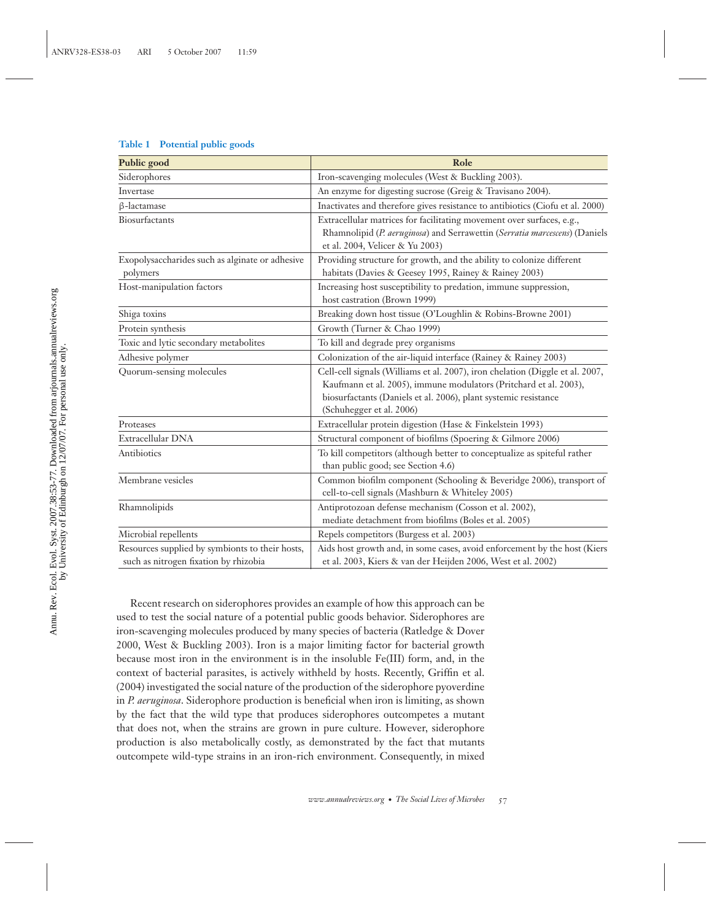**Table 1 Potential public goods**

| Public good | Role |
|---|---|
| Siderophores | Iron-scavenging molecules (West & Buckling 2003). |
| Invertase | An enzyme for digesting sucrose (Greig & Travisano 2004). |
| β-lactamase | Inactivates and therefore gives resistance to antibiotics (Ciofu et al. 2000) |
| Biosurfactants | Extracellular matrices for facilitating movement over surfaces, e.g., Rhamnolipid (*P. aeruginosa*) and Serrawettin (*Serratia marcescens*) (Daniels et al. 2004, Velicer & Yu 2003) |
| Exopolysaccharides such as alginate or adhesive polymers | Providing structure for growth, and the ability to colonize different habitats (Davies & Geesey 1995, Rainey & Rainey 2003) |
| Host-manipulation factors | Increasing host susceptibility to predation, immune suppression, host castration (Brown 1999) |
| Shiga toxins | Breaking down host tissue (O'Loughlin & Robins-Browne 2001) |
| Protein synthesis | Growth (Turner & Chao 1999) |
| Toxic and lytic secondary metabolites | To kill and degrade prey organisms |
| Adhesive polymer | Colonization of the air-liquid interface (Rainey & Rainey 2003) |
| Quorum-sensing molecules | Cell-cell signals (Williams et al. 2007), iron chelation (Diggle et al. 2007, Kaufmann et al. 2005), immune modulators (Pritchard et al. 2003), biosurfactants (Daniels et al. 2006), plant systemic resistance (Schuhegger et al. 2006) |
| Proteases | Extracellular protein digestion (Hase & Finkelstein 1993) |
| Extracellular DNA | Structural component of biofilms (Spoering & Gilmore 2006) |
| Antibiotics | To kill competitors (although better to conceptualize as spiteful rather than public good; see Section 4.6) |
| Membrane vesicles | Common biofilm component (Schooling & Beveridge 2006), transport of cell-to-cell signals (Mashburn & Whiteley 2005) |
| Rhamnolipids | Antiprotozoan defense mechanism (Cosson et al. 2002), mediate detachment from biofilms (Boles et al. 2005) |
| Microbial repellents | Repels competitors (Burgess et al. 2003) |
| Resources supplied by symbionts to their hosts, such as nitrogen fixation by rhizobia | Aids host growth and, in some cases, avoid enforcement by the host (Kiers et al. 2003, Kiers & van der Heijden 2006, West et al. 2002) |

Recent research on siderophores provides an example of how this approach can be used to test the social nature of a potential public goods behavior. Siderophores are iron-scavenging molecules produced by many species of bacteria (Ratledge & Dover 2000, West & Buckling 2003). Iron is a major limiting factor for bacterial growth because most iron in the environment is in the insoluble Fe(III) form, and, in the context of bacterial parasites, is actively withheld by hosts. Recently, Griffin et al. (2004) investigated the social nature of the production of the siderophore pyoverdine in *P. aeruginosa*. Siderophore production is beneficial when iron is limiting, as shown by the fact that the wild type that produces siderophores outcompetes a mutant that does not, when the strains are grown in pure culture. However, siderophore production is also metabolically costly, as demonstrated by the fact that mutants outcompete wild-type strains in an iron-rich environment. Consequently, in mixed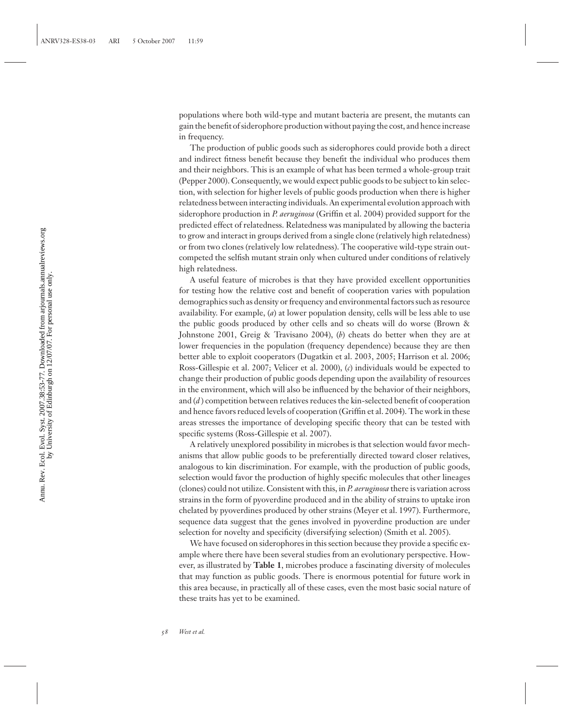populations where both wild-type and mutant bacteria are present, the mutants can gain the benefit of siderophore production without paying the cost, and hence increase in frequency.

The production of public goods such as siderophores could provide both a direct and indirect fitness benefit because they benefit the individual who produces them and their neighbors. This is an example of what has been termed a whole-group trait (Pepper 2000). Consequently, we would expect public goods to be subject to kin selection, with selection for higher levels of public goods production when there is higher relatedness between interacting individuals. An experimental evolution approach with siderophore production in *P. aeruginosa* (Griffin et al. 2004) provided support for the predicted effect of relatedness. Relatedness was manipulated by allowing the bacteria to grow and interact in groups derived from a single clone (relatively high relatedness) or from two clones (relatively low relatedness). The cooperative wild-type strain outcompeted the selfish mutant strain only when cultured under conditions of relatively high relatedness.

A useful feature of microbes is that they have provided excellent opportunities for testing how the relative cost and benefit of cooperation varies with population demographics such as density or frequency and environmental factors such as resource availability. For example, (*a*) at lower population density, cells will be less able to use the public goods produced by other cells and so cheats will do worse (Brown & Johnstone 2001, Greig & Travisano 2004), (*b*) cheats do better when they are at lower frequencies in the population (frequency dependence) because they are then better able to exploit cooperators (Dugatkin et al. 2003, 2005; Harrison et al. 2006; Ross-Gillespie et al. 2007; Velicer et al. 2000), (*c*) individuals would be expected to change their production of public goods depending upon the availability of resources in the environment, which will also be influenced by the behavior of their neighbors, and (*d*) competition between relatives reduces the kin-selected benefit of cooperation and hence favors reduced levels of cooperation (Griffin et al. 2004). The work in these areas stresses the importance of developing specific theory that can be tested with specific systems (Ross-Gillespie et al. 2007).

A relatively unexplored possibility in microbes is that selection would favor mechanisms that allow public goods to be preferentially directed toward closer relatives, analogous to kin discrimination. For example, with the production of public goods, selection would favor the production of highly specific molecules that other lineages (clones) could not utilize. Consistent with this, in *P. aeruginosa* there is variation across strains in the form of pyoverdine produced and in the ability of strains to uptake iron chelated by pyoverdines produced by other strains (Meyer et al. 1997). Furthermore, sequence data suggest that the genes involved in pyoverdine production are under selection for novelty and specificity (diversifying selection) (Smith et al. 2005).

We have focused on siderophores in this section because they provide a specific example where there have been several studies from an evolutionary perspective. However, as illustrated by **Table 1**, microbes produce a fascinating diversity of molecules that may function as public goods. There is enormous potential for future work in this area because, in practically all of these cases, even the most basic social nature of these traits has yet to be examined.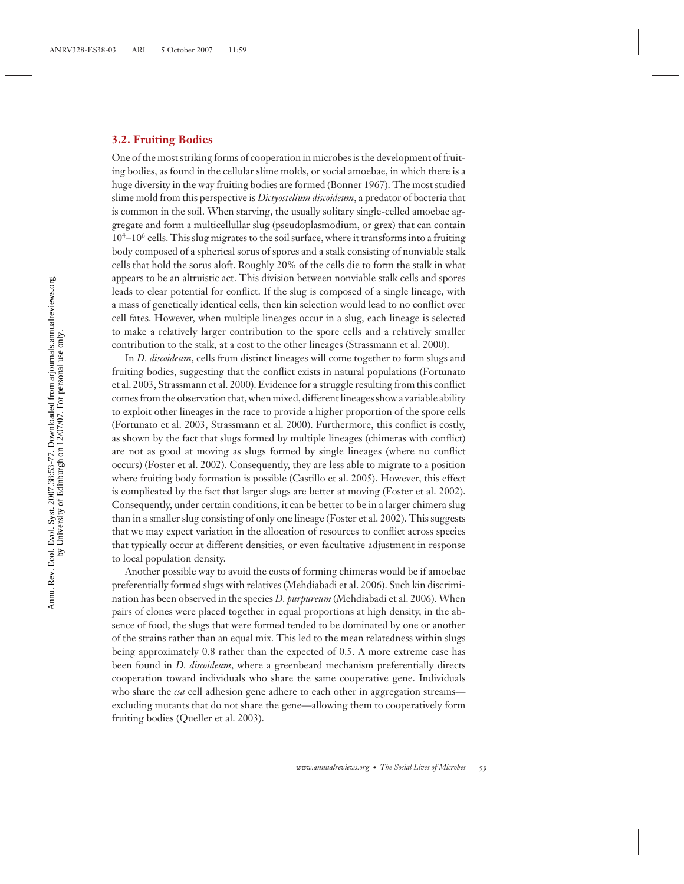### 3.2. Fruiting Bodies

One of the most striking forms of cooperation in microbes is the development of fruiting bodies, as found in the cellular slime molds, or social amoebae, in which there is a huge diversity in the way fruiting bodies are formed (Bonner 1967). The most studied slime mold from this perspective is *Dictyostelium discoideum*, a predator of bacteria that is common in the soil. When starving, the usually solitary single-celled amoebae aggregate and form a multicellullar slug (pseudoplasmodium, or grex) that can contain $10^4$–$10^6$ cells. This slug migrates to the soil surface, where it transforms into a fruiting body composed of a spherical sorus of spores and a stalk consisting of nonviable stalk cells that hold the sorus aloft. Roughly 20% of the cells die to form the stalk in what appears to be an altruistic act. This division between nonviable stalk cells and spores leads to clear potential for conflict. If the slug is composed of a single lineage, with a mass of genetically identical cells, then kin selection would lead to no conflict over cell fates. However, when multiple lineages occur in a slug, each lineage is selected to make a relatively larger contribution to the spore cells and a relatively smaller contribution to the stalk, at a cost to the other lineages (Strassmann et al. 2000).

In *D. discoideum*, cells from distinct lineages will come together to form slugs and fruiting bodies, suggesting that the conflict exists in natural populations (Fortunato et al. 2003, Strassmann et al. 2000). Evidence for a struggle resulting from this conflict comes from the observation that, when mixed, different lineages show a variable ability to exploit other lineages in the race to provide a higher proportion of the spore cells (Fortunato et al. 2003, Strassmann et al. 2000). Furthermore, this conflict is costly, as shown by the fact that slugs formed by multiple lineages (chimeras with conflict) are not as good at moving as slugs formed by single lineages (where no conflict occurs) (Foster et al. 2002). Consequently, they are less able to migrate to a position where fruiting body formation is possible (Castillo et al. 2005). However, this effect is complicated by the fact that larger slugs are better at moving (Foster et al. 2002). Consequently, under certain conditions, it can be better to be in a larger chimera slug than in a smaller slug consisting of only one lineage (Foster et al. 2002). This suggests that we may expect variation in the allocation of resources to conflict across species that typically occur at different densities, or even facultative adjustment in response to local population density.

Another possible way to avoid the costs of forming chimeras would be if amoebae preferentially formed slugs with relatives (Mehdiabadi et al. 2006). Such kin discrimination has been observed in the species *D. purpureum* (Mehdiabadi et al. 2006). When pairs of clones were placed together in equal proportions at high density, in the absence of food, the slugs that were formed tended to be dominated by one or another of the strains rather than an equal mix. This led to the mean relatedness within slugs being approximately 0.8 rather than the expected of 0.5. A more extreme case has been found in *D. discoideum*, where a greenbeard mechanism preferentially directs cooperation toward individuals who share the same cooperative gene. Individuals who share the *csa* cell adhesion gene adhere to each other in aggregation streams—excluding mutants that do not share the gene—allowing them to cooperatively form fruiting bodies (Queller et al. 2003).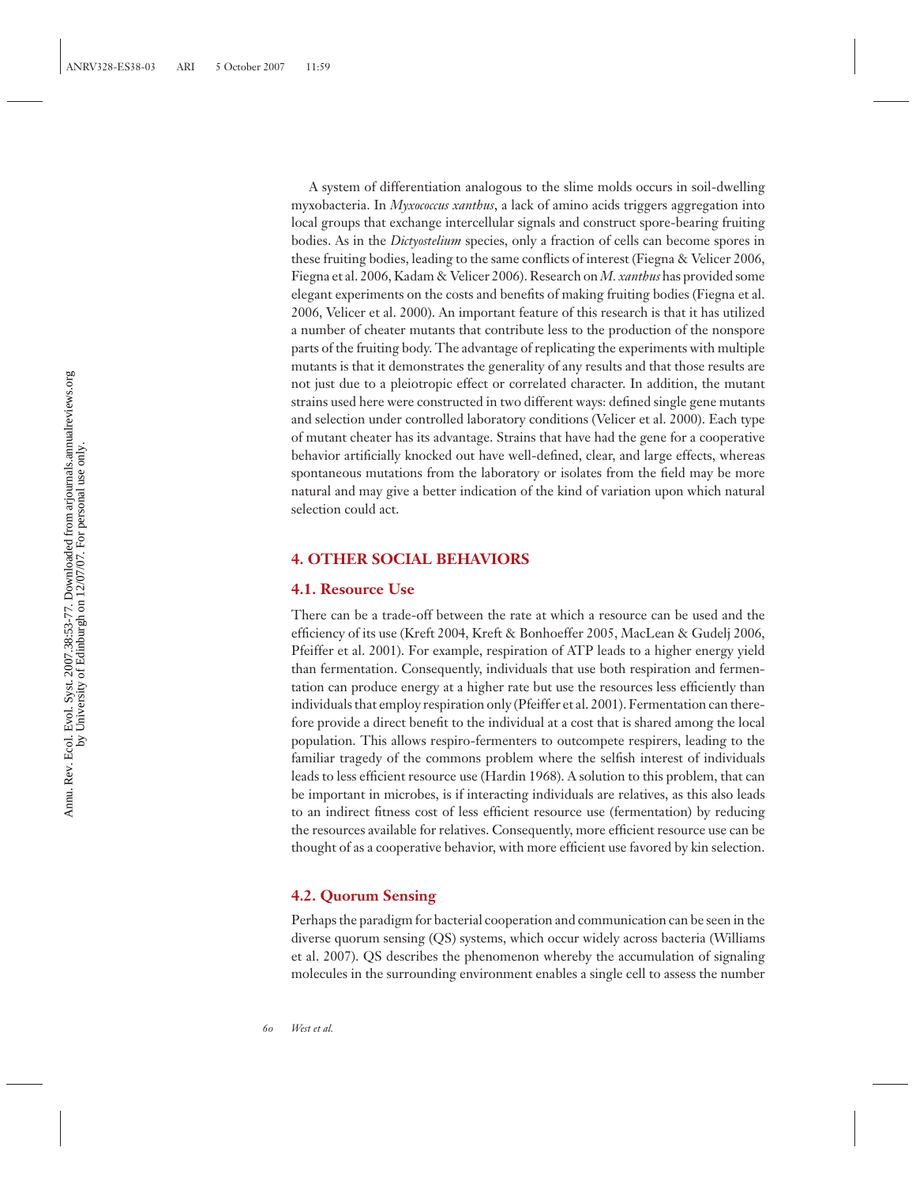A system of differentiation analogous to the slime molds occurs in soil-dwelling myxobacteria. In *Myxococcus xanthus*, a lack of amino acids triggers aggregation into local groups that exchange intercellular signals and construct spore-bearing fruiting bodies. As in the *Dictyostelium* species, only a fraction of cells can become spores in these fruiting bodies, leading to the same conflicts of interest (Fiegna & Velicer 2006, Fiegna et al. 2006, Kadam & Velicer 2006). Research on *M. xanthus* has provided some elegant experiments on the costs and benefits of making fruiting bodies (Fiegna et al. 2006, Velicer et al. 2000). An important feature of this research is that it has utilized a number of cheater mutants that contribute less to the production of the nonspore parts of the fruiting body. The advantage of replicating the experiments with multiple mutants is that it demonstrates the generality of any results and that those results are not just due to a pleiotropic effect or correlated character. In addition, the mutant strains used here were constructed in two different ways: defined single gene mutants and selection under controlled laboratory conditions (Velicer et al. 2000). Each type of mutant cheater has its advantage. Strains that have had the gene for a cooperative behavior artificially knocked out have well-defined, clear, and large effects, whereas spontaneous mutations from the laboratory or isolates from the field may be more natural and may give a better indication of the kind of variation upon which natural selection could act.

## 4. OTHER SOCIAL BEHAVIORS

### 4.1. Resource Use

There can be a trade-off between the rate at which a resource can be used and the efficiency of its use (Kreft 2004, Kreft & Bonhoeffer 2005, MacLean & Gudelj 2006, Pfeiffer et al. 2001). For example, respiration of ATP leads to a higher energy yield than fermentation. Consequently, individuals that use both respiration and fermentation can produce energy at a higher rate but use the resources less efficiently than individuals that employ respiration only (Pfeiffer et al. 2001). Fermentation can therefore provide a direct benefit to the individual at a cost that is shared among the local population. This allows respiro-fermenters to outcompete respirers, leading to the familiar tragedy of the commons problem where the selfish interest of individuals leads to less efficient resource use (Hardin 1968). A solution to this problem, that can be important in microbes, is if interacting individuals are relatives, as this also leads to an indirect fitness cost of less efficient resource use (fermentation) by reducing the resources available for relatives. Consequently, more efficient resource use can be thought of as a cooperative behavior, with more efficient use favored by kin selection.

### 4.2. Quorum Sensing

Perhaps the paradigm for bacterial cooperation and communication can be seen in the diverse quorum sensing (QS) systems, which occur widely across bacteria (Williams et al. 2007). QS describes the phenomenon whereby the accumulation of signaling molecules in the surrounding environment enables a single cell to assess the number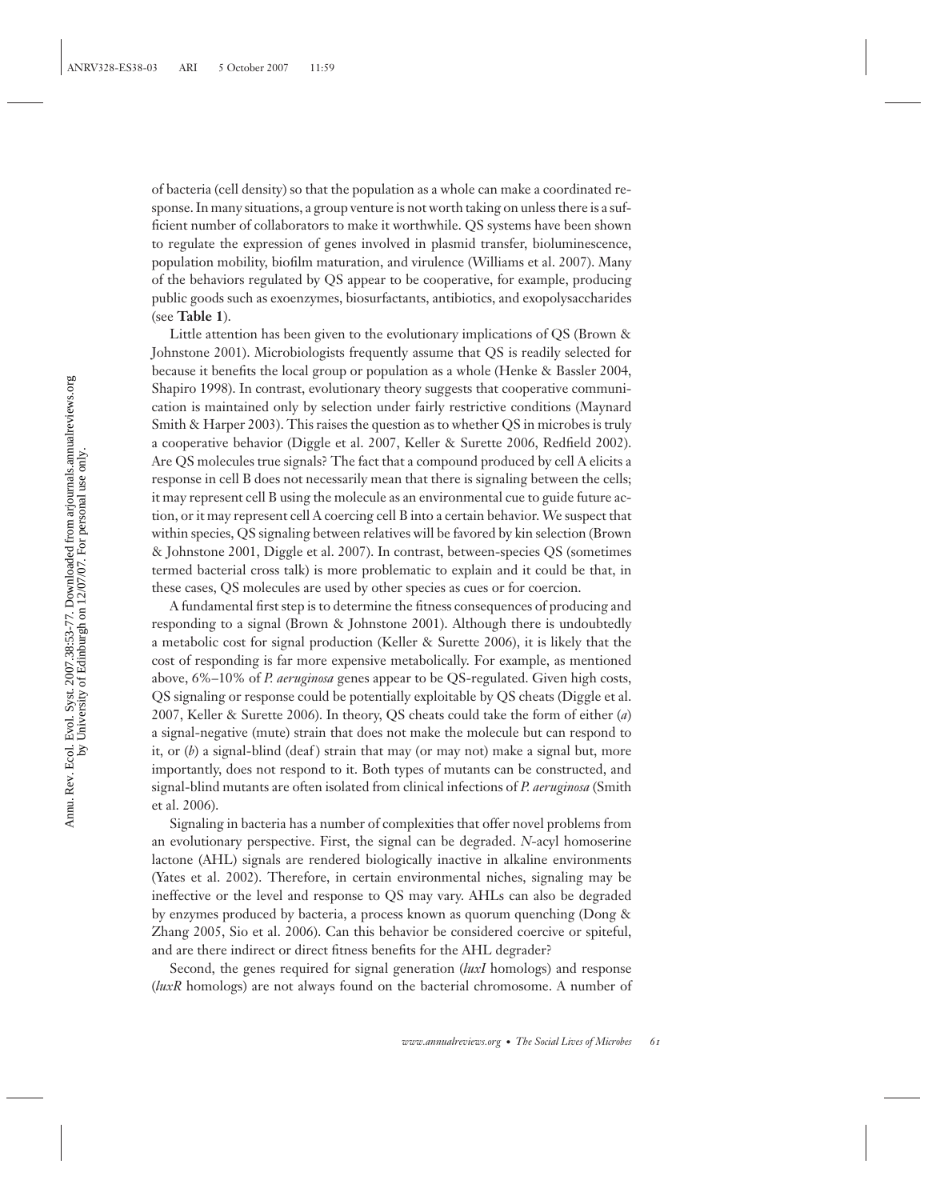of bacteria (cell density) so that the population as a whole can make a coordinated response. In many situations, a group venture is not worth taking on unless there is a sufficient number of collaborators to make it worthwhile. QS systems have been shown to regulate the expression of genes involved in plasmid transfer, bioluminescence, population mobility, biofilm maturation, and virulence (Williams et al. 2007). Many of the behaviors regulated by QS appear to be cooperative, for example, producing public goods such as exoenzymes, biosurfactants, antibiotics, and exopolysaccharides (see **Table 1**).

Little attention has been given to the evolutionary implications of QS (Brown & Johnstone 2001). Microbiologists frequently assume that QS is readily selected for because it benefits the local group or population as a whole (Henke & Bassler 2004, Shapiro 1998). In contrast, evolutionary theory suggests that cooperative communication is maintained only by selection under fairly restrictive conditions (Maynard Smith & Harper 2003). This raises the question as to whether QS in microbes is truly a cooperative behavior (Diggle et al. 2007, Keller & Surette 2006, Redfield 2002). Are QS molecules true signals? The fact that a compound produced by cell A elicits a response in cell B does not necessarily mean that there is signaling between the cells; it may represent cell B using the molecule as an environmental cue to guide future action, or it may represent cell A coercing cell B into a certain behavior. We suspect that within species, QS signaling between relatives will be favored by kin selection (Brown & Johnstone 2001, Diggle et al. 2007). In contrast, between-species QS (sometimes termed bacterial cross talk) is more problematic to explain and it could be that, in these cases, QS molecules are used by other species as cues or for coercion.

A fundamental first step is to determine the fitness consequences of producing and responding to a signal (Brown & Johnstone 2001). Although there is undoubtedly a metabolic cost for signal production (Keller & Surette 2006), it is likely that the cost of responding is far more expensive metabolically. For example, as mentioned above, 6%–10% of *P. aeruginosa* genes appear to be QS-regulated. Given high costs, QS signaling or response could be potentially exploitable by QS cheats (Diggle et al. 2007, Keller & Surette 2006). In theory, QS cheats could take the form of either (*a*) a signal-negative (mute) strain that does not make the molecule but can respond to it, or (*b*) a signal-blind (deaf) strain that may (or may not) make a signal but, more importantly, does not respond to it. Both types of mutants can be constructed, and signal-blind mutants are often isolated from clinical infections of *P. aeruginosa* (Smith et al. 2006).

Signaling in bacteria has a number of complexities that offer novel problems from an evolutionary perspective. First, the signal can be degraded. *N*-acyl homoserine lactone (AHL) signals are rendered biologically inactive in alkaline environments (Yates et al. 2002). Therefore, in certain environmental niches, signaling may be ineffective or the level and response to QS may vary. AHLs can also be degraded by enzymes produced by bacteria, a process known as quorum quenching (Dong & Zhang 2005, Sio et al. 2006). Can this behavior be considered coercive or spiteful, and are there indirect or direct fitness benefits for the AHL degrader?

Second, the genes required for signal generation (*luxI* homologs) and response (*luxR* homologs) are not always found on the bacterial chromosome. A number of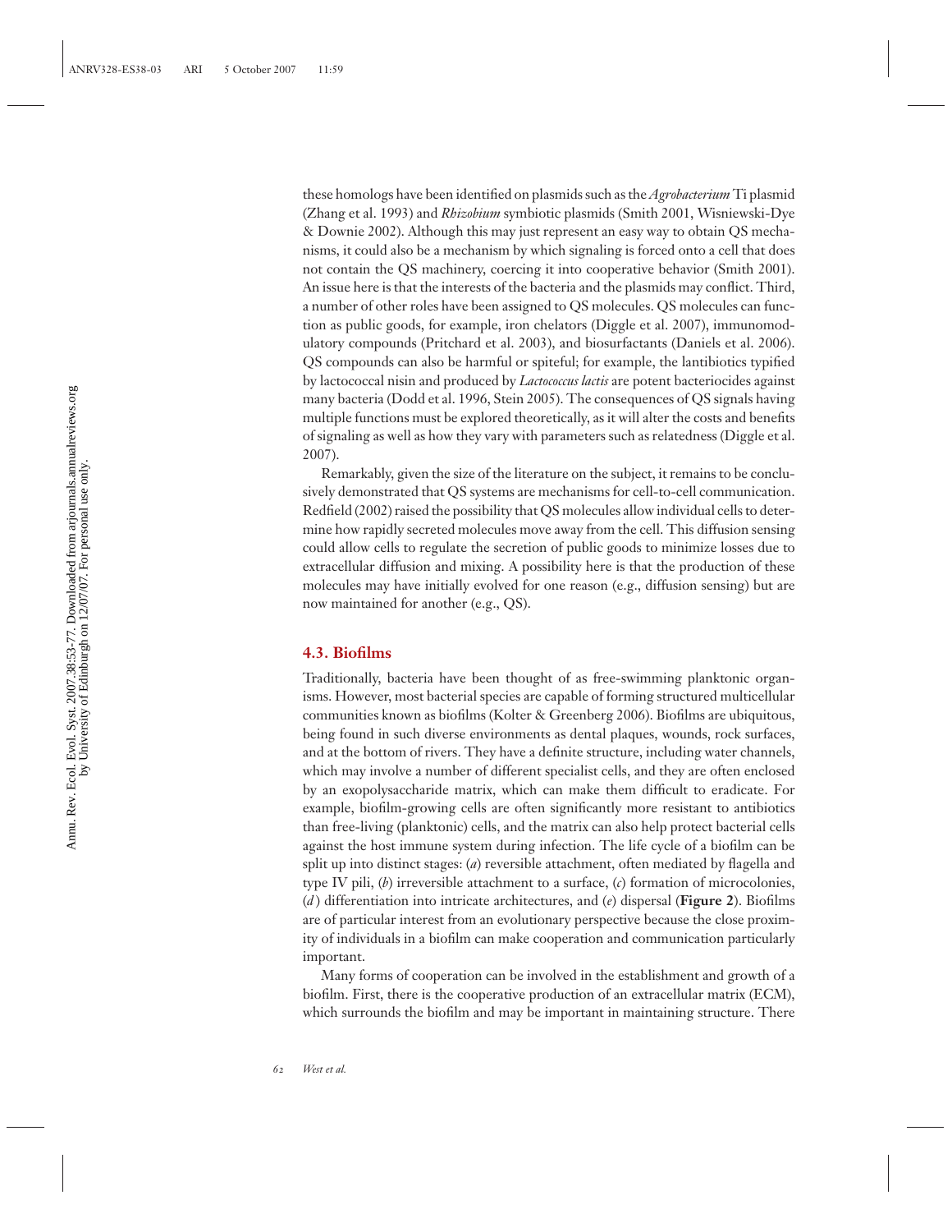these homologs have been identified on plasmids such as the *Agrobacterium* Ti plasmid (Zhang et al. 1993) and *Rhizobium* symbiotic plasmids (Smith 2001, Wisniewski-Dye & Downie 2002). Although this may just represent an easy way to obtain QS mechanisms, it could also be a mechanism by which signaling is forced onto a cell that does not contain the QS machinery, coercing it into cooperative behavior (Smith 2001). An issue here is that the interests of the bacteria and the plasmids may conflict. Third, a number of other roles have been assigned to QS molecules. QS molecules can function as public goods, for example, iron chelators (Diggle et al. 2007), immunomodulatory compounds (Pritchard et al. 2003), and biosurfactants (Daniels et al. 2006). QS compounds can also be harmful or spiteful; for example, the lantibiotics typified by lactococcal nisin and produced by *Lactococcus lactis* are potent bacteriocides against many bacteria (Dodd et al. 1996, Stein 2005). The consequences of QS signals having multiple functions must be explored theoretically, as it will alter the costs and benefits of signaling as well as how they vary with parameters such as relatedness (Diggle et al. 2007).

Remarkably, given the size of the literature on the subject, it remains to be conclusively demonstrated that QS systems are mechanisms for cell-to-cell communication. Redfield (2002) raised the possibility that QS molecules allow individual cells to determine how rapidly secreted molecules move away from the cell. This diffusion sensing could allow cells to regulate the secretion of public goods to minimize losses due to extracellular diffusion and mixing. A possibility here is that the production of these molecules may have initially evolved for one reason (e.g., diffusion sensing) but are now maintained for another (e.g., QS).

### 4.3. Biofilms

Traditionally, bacteria have been thought of as free-swimming planktonic organisms. However, most bacterial species are capable of forming structured multicellular communities known as biofilms (Kolter & Greenberg 2006). Biofilms are ubiquitous, being found in such diverse environments as dental plaques, wounds, rock surfaces, and at the bottom of rivers. They have a definite structure, including water channels, which may involve a number of different specialist cells, and they are often enclosed by an exopolysaccharide matrix, which can make them difficult to eradicate. For example, biofilm-growing cells are often significantly more resistant to antibiotics than free-living (planktonic) cells, and the matrix can also help protect bacterial cells against the host immune system during infection. The life cycle of a biofilm can be split up into distinct stages: (*a*) reversible attachment, often mediated by flagella and type IV pili, (*b*) irreversible attachment to a surface, (*c*) formation of microcolonies, (*d*) differentiation into intricate architectures, and (*e*) dispersal (**Figure 2**). Biofilms are of particular interest from an evolutionary perspective because the close proximity of individuals in a biofilm can make cooperation and communication particularly important.

Many forms of cooperation can be involved in the establishment and growth of a biofilm. First, there is the cooperative production of an extracellular matrix (ECM), which surrounds the biofilm and may be important in maintaining structure. There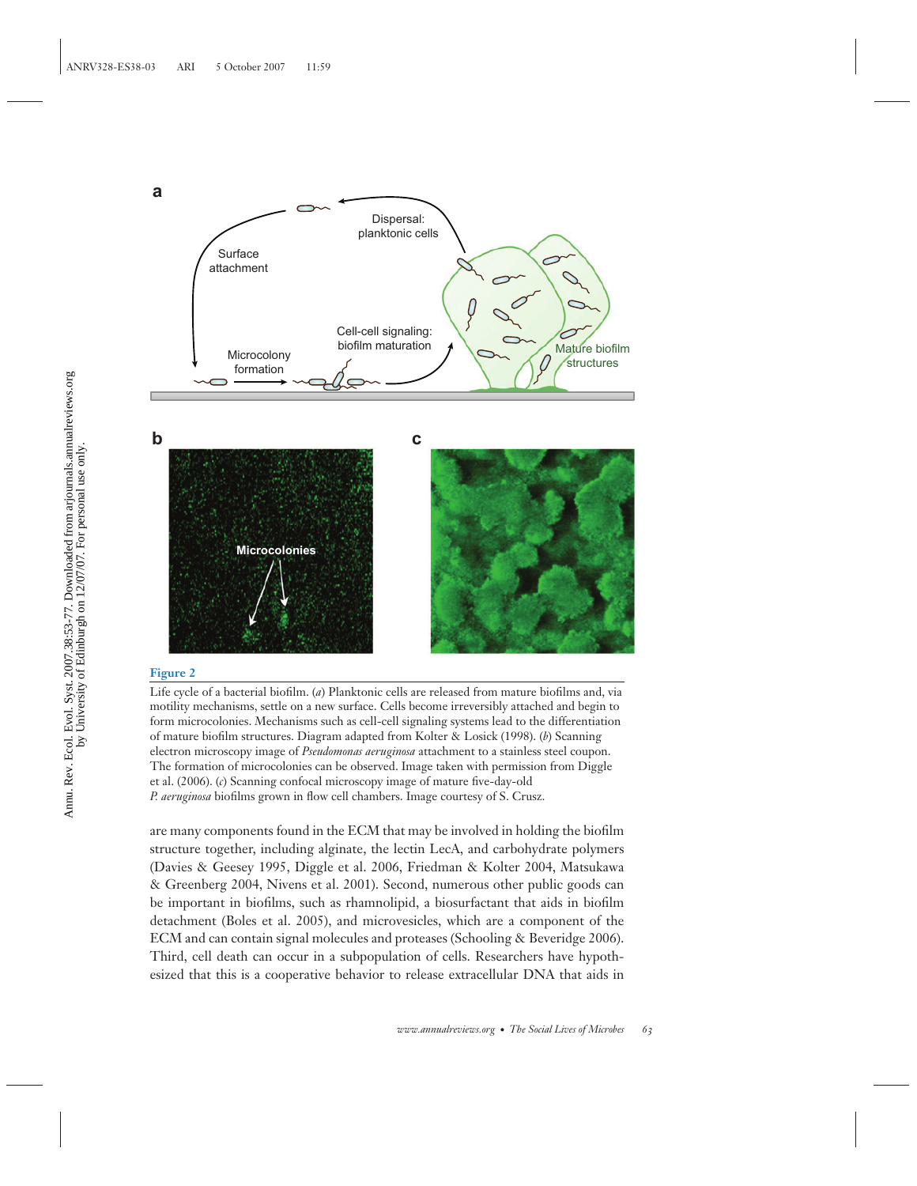**Figure 2**

Life cycle of a bacterial biofilm. (*a*) Planktonic cells are released from mature biofilms and, via motility mechanisms, settle on a new surface. Cells become irreversibly attached and begin to form microcolonies. Mechanisms such as cell-cell signaling systems lead to the differentiation of mature biofilm structures. Diagram adapted from Kolter & Losick (1998). (*b*) Scanning electron microscopy image of *Pseudomonas aeruginosa* attachment to a stainless steel coupon. The formation of microcolonies can be observed. Image taken with permission from Diggle et al. (2006). (*c*) Scanning confocal microscopy image of mature five-day-old *P. aeruginosa* biofilms grown in flow cell chambers. Image courtesy of S. Crusz.

are many components found in the ECM that may be involved in holding the biofilm structure together, including alginate, the lectin LecA, and carbohydrate polymers (Davies & Geesey 1995, Diggle et al. 2006, Friedman & Kolter 2004, Matsukawa & Greenberg 2004, Nivens et al. 2001). Second, numerous other public goods can be important in biofilms, such as rhamnolipid, a biosurfactant that aids in biofilm detachment (Boles et al. 2005), and microvesicles, which are a component of the ECM and can contain signal molecules and proteases (Schooling & Beveridge 2006). Third, cell death can occur in a subpopulation of cells. Researchers have hypothesized that this is a cooperative behavior to release extracellular DNA that aids in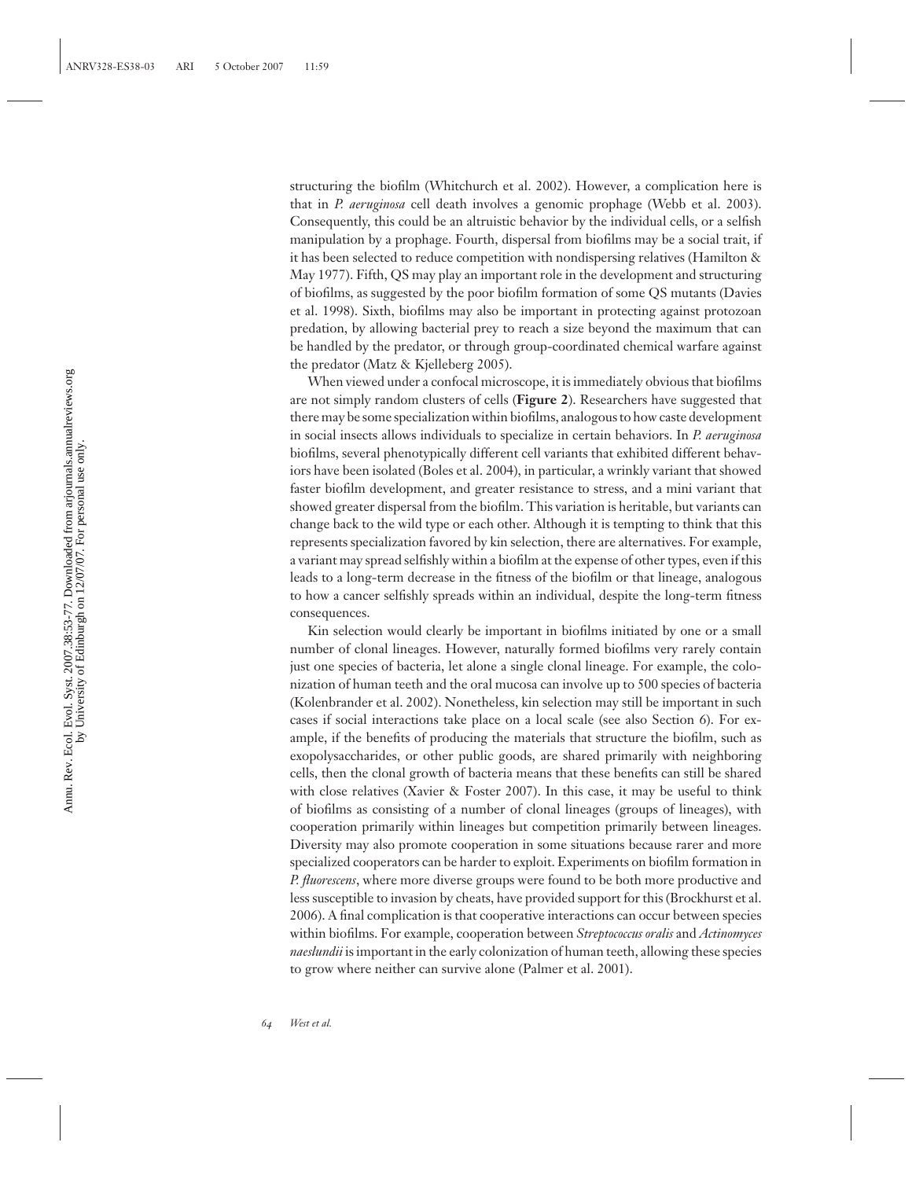structuring the biofilm (Whitchurch et al. 2002). However, a complication here is that in *P. aeruginosa* cell death involves a genomic prophage (Webb et al. 2003). Consequently, this could be an altruistic behavior by the individual cells, or a selfish manipulation by a prophage. Fourth, dispersal from biofilms may be a social trait, if it has been selected to reduce competition with nondispersing relatives (Hamilton & May 1977). Fifth, QS may play an important role in the development and structuring of biofilms, as suggested by the poor biofilm formation of some QS mutants (Davies et al. 1998). Sixth, biofilms may also be important in protecting against protozoan predation, by allowing bacterial prey to reach a size beyond the maximum that can be handled by the predator, or through group-coordinated chemical warfare against the predator (Matz & Kjelleberg 2005).

When viewed under a confocal microscope, it is immediately obvious that biofilms are not simply random clusters of cells (**Figure 2**). Researchers have suggested that there may be some specialization within biofilms, analogous to how caste development in social insects allows individuals to specialize in certain behaviors. In *P. aeruginosa* biofilms, several phenotypically different cell variants that exhibited different behaviors have been isolated (Boles et al. 2004), in particular, a wrinkly variant that showed faster biofilm development, and greater resistance to stress, and a mini variant that showed greater dispersal from the biofilm. This variation is heritable, but variants can change back to the wild type or each other. Although it is tempting to think that this represents specialization favored by kin selection, there are alternatives. For example, a variant may spread selfishly within a biofilm at the expense of other types, even if this leads to a long-term decrease in the fitness of the biofilm or that lineage, analogous to how a cancer selfishly spreads within an individual, despite the long-term fitness consequences.

Kin selection would clearly be important in biofilms initiated by one or a small number of clonal lineages. However, naturally formed biofilms very rarely contain just one species of bacteria, let alone a single clonal lineage. For example, the colonization of human teeth and the oral mucosa can involve up to 500 species of bacteria (Kolenbrander et al. 2002). Nonetheless, kin selection may still be important in such cases if social interactions take place on a local scale (see also Section 6). For example, if the benefits of producing the materials that structure the biofilm, such as exopolysaccharides, or other public goods, are shared primarily with neighboring cells, then the clonal growth of bacteria means that these benefits can still be shared with close relatives (Xavier & Foster 2007). In this case, it may be useful to think of biofilms as consisting of a number of clonal lineages (groups of lineages), with cooperation primarily within lineages but competition primarily between lineages. Diversity may also promote cooperation in some situations because rarer and more specialized cooperators can be harder to exploit. Experiments on biofilm formation in *P. fluorescens*, where more diverse groups were found to be both more productive and less susceptible to invasion by cheats, have provided support for this (Brockhurst et al. 2006). A final complication is that cooperative interactions can occur between species within biofilms. For example, cooperation between *Streptococcus oralis* and *Actinomyces naeslundii* is important in the early colonization of human teeth, allowing these species to grow where neither can survive alone (Palmer et al. 2001).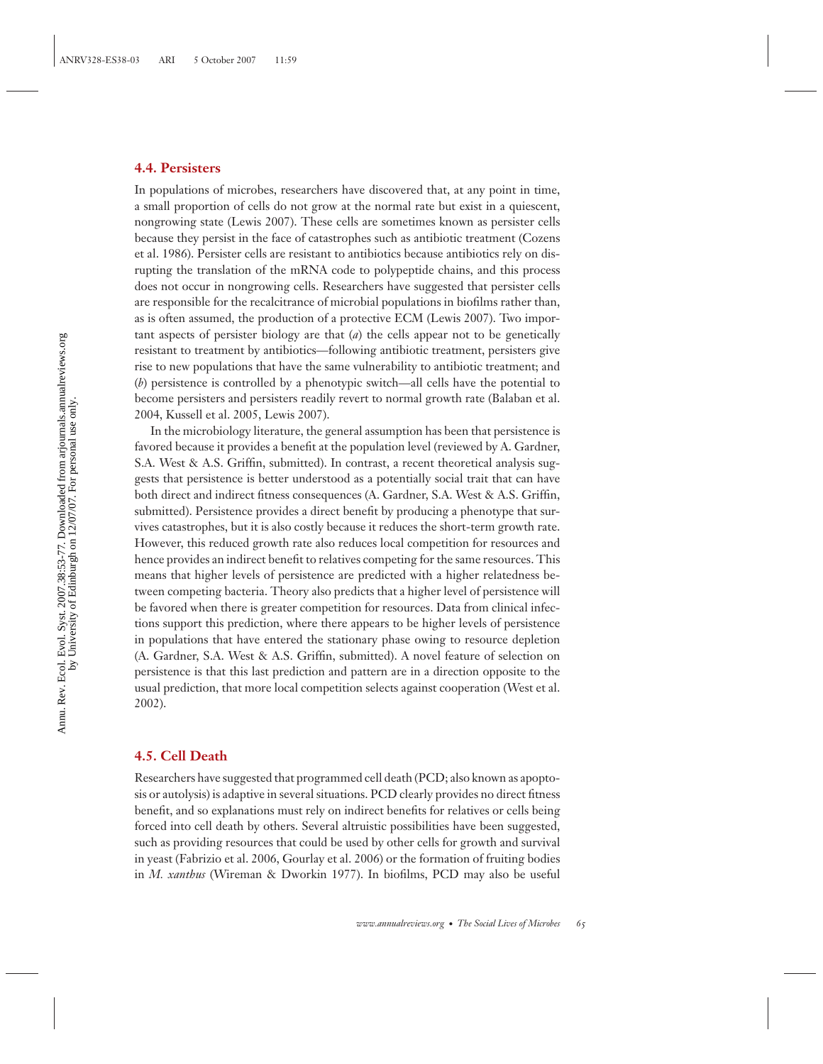### 4.4. Persisters

In populations of microbes, researchers have discovered that, at any point in time, a small proportion of cells do not grow at the normal rate but exist in a quiescent, nongrowing state (Lewis 2007). These cells are sometimes known as persister cells because they persist in the face of catastrophes such as antibiotic treatment (Cozens et al. 1986). Persister cells are resistant to antibiotics because antibiotics rely on disrupting the translation of the mRNA code to polypeptide chains, and this process does not occur in nongrowing cells. Researchers have suggested that persister cells are responsible for the recalcitrance of microbial populations in biofilms rather than, as is often assumed, the production of a protective ECM (Lewis 2007). Two important aspects of persister biology are that (*a*) the cells appear not to be genetically resistant to treatment by antibiotics—following antibiotic treatment, persisters give rise to new populations that have the same vulnerability to antibiotic treatment; and (*b*) persistence is controlled by a phenotypic switch—all cells have the potential to become persisters and persisters readily revert to normal growth rate (Balaban et al. 2004, Kussell et al. 2005, Lewis 2007).

In the microbiology literature, the general assumption has been that persistence is favored because it provides a benefit at the population level (reviewed by A. Gardner, S.A. West & A.S. Griffin, submitted). In contrast, a recent theoretical analysis suggests that persistence is better understood as a potentially social trait that can have both direct and indirect fitness consequences (A. Gardner, S.A. West & A.S. Griffin, submitted). Persistence provides a direct benefit by producing a phenotype that survives catastrophes, but it is also costly because it reduces the short-term growth rate. However, this reduced growth rate also reduces local competition for resources and hence provides an indirect benefit to relatives competing for the same resources. This means that higher levels of persistence are predicted with a higher relatedness between competing bacteria. Theory also predicts that a higher level of persistence will be favored when there is greater competition for resources. Data from clinical infections support this prediction, where there appears to be higher levels of persistence in populations that have entered the stationary phase owing to resource depletion (A. Gardner, S.A. West & A.S. Griffin, submitted). A novel feature of selection on persistence is that this last prediction and pattern are in a direction opposite to the usual prediction, that more local competition selects against cooperation (West et al. 2002).

### 4.5. Cell Death

Researchers have suggested that programmed cell death (PCD; also known as apoptosis or autolysis) is adaptive in several situations. PCD clearly provides no direct fitness benefit, and so explanations must rely on indirect benefits for relatives or cells being forced into cell death by others. Several altruistic possibilities have been suggested, such as providing resources that could be used by other cells for growth and survival in yeast (Fabrizio et al. 2006, Gourlay et al. 2006) or the formation of fruiting bodies in *M. xanthus* (Wireman & Dworkin 1977). In biofilms, PCD may also be useful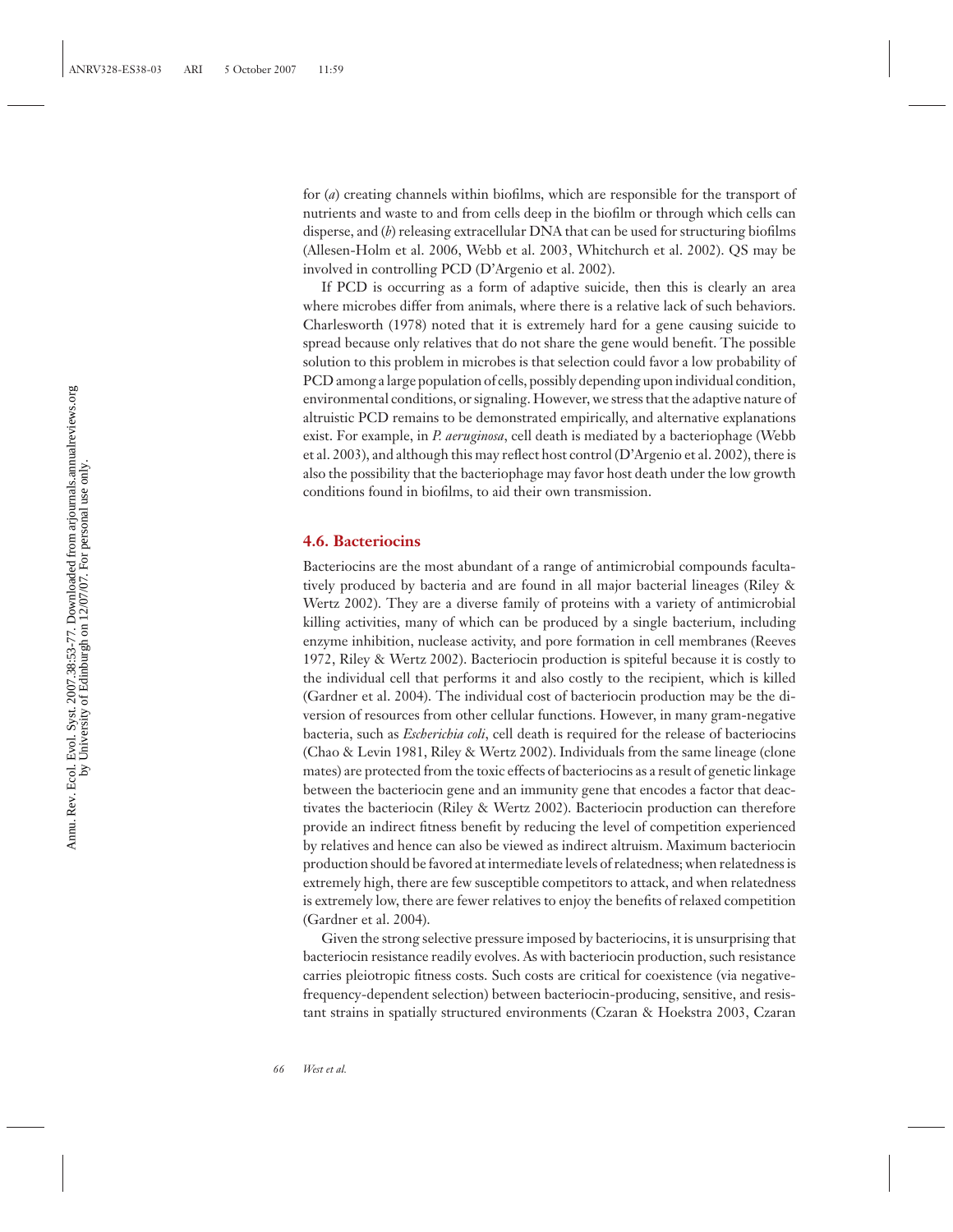for (*a*) creating channels within biofilms, which are responsible for the transport of nutrients and waste to and from cells deep in the biofilm or through which cells can disperse, and (*b*) releasing extracellular DNA that can be used for structuring biofilms (Allesen-Holm et al. 2006, Webb et al. 2003, Whitchurch et al. 2002). QS may be involved in controlling PCD (D'Argenio et al. 2002).

If PCD is occurring as a form of adaptive suicide, then this is clearly an area where microbes differ from animals, where there is a relative lack of such behaviors. Charlesworth (1978) noted that it is extremely hard for a gene causing suicide to spread because only relatives that do not share the gene would benefit. The possible solution to this problem in microbes is that selection could favor a low probability of PCD among a large population of cells, possibly depending upon individual condition, environmental conditions, or signaling. However, we stress that the adaptive nature of altruistic PCD remains to be demonstrated empirically, and alternative explanations exist. For example, in *P. aeruginosa*, cell death is mediated by a bacteriophage (Webb et al. 2003), and although this may reflect host control (D'Argenio et al. 2002), there is also the possibility that the bacteriophage may favor host death under the low growth conditions found in biofilms, to aid their own transmission.

### 4.6. Bacteriocins

Bacteriocins are the most abundant of a range of antimicrobial compounds facultatively produced by bacteria and are found in all major bacterial lineages (Riley & Wertz 2002). They are a diverse family of proteins with a variety of antimicrobial killing activities, many of which can be produced by a single bacterium, including enzyme inhibition, nuclease activity, and pore formation in cell membranes (Reeves 1972, Riley & Wertz 2002). Bacteriocin production is spiteful because it is costly to the individual cell that performs it and also costly to the recipient, which is killed (Gardner et al. 2004). The individual cost of bacteriocin production may be the diversion of resources from other cellular functions. However, in many gram-negative bacteria, such as *Escherichia coli*, cell death is required for the release of bacteriocins (Chao & Levin 1981, Riley & Wertz 2002). Individuals from the same lineage (clone mates) are protected from the toxic effects of bacteriocins as a result of genetic linkage between the bacteriocin gene and an immunity gene that encodes a factor that deactivates the bacteriocin (Riley & Wertz 2002). Bacteriocin production can therefore provide an indirect fitness benefit by reducing the level of competition experienced by relatives and hence can also be viewed as indirect altruism. Maximum bacteriocin production should be favored at intermediate levels of relatedness; when relatedness is extremely high, there are few susceptible competitors to attack, and when relatedness is extremely low, there are fewer relatives to enjoy the benefits of relaxed competition (Gardner et al. 2004).

Given the strong selective pressure imposed by bacteriocins, it is unsurprising that bacteriocin resistance readily evolves. As with bacteriocin production, such resistance carries pleiotropic fitness costs. Such costs are critical for coexistence (via negative-frequency-dependent selection) between bacteriocin-producing, sensitive, and resistant strains in spatially structured environments (Czaran & Hoekstra 2003, Czaran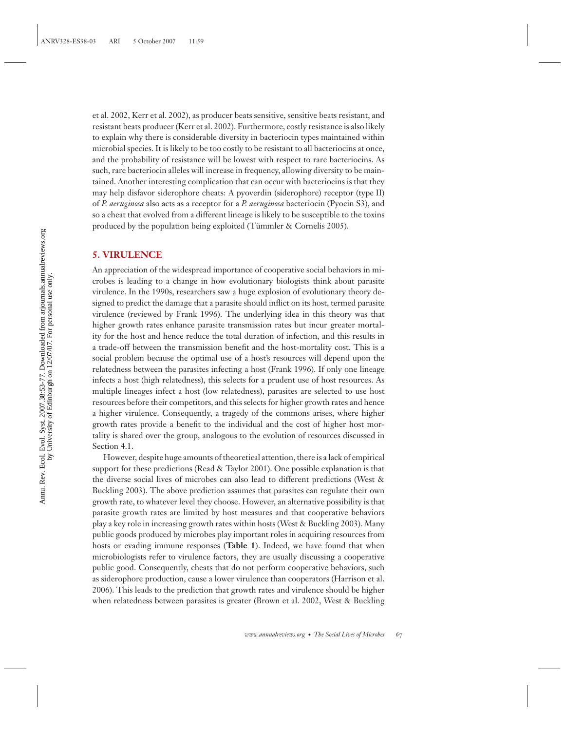et al. 2002, Kerr et al. 2002), as producer beats sensitive, sensitive beats resistant, and resistant beats producer (Kerr et al. 2002). Furthermore, costly resistance is also likely to explain why there is considerable diversity in bacteriocin types maintained within microbial species. It is likely to be too costly to be resistant to all bacteriocins at once, and the probability of resistance will be lowest with respect to rare bacteriocins. As such, rare bacteriocin alleles will increase in frequency, allowing diversity to be maintained. Another interesting complication that can occur with bacteriocins is that they may help disfavor siderophore cheats: A pyoverdin (siderophore) receptor (type II) of *P. aeruginosa* also acts as a receptor for a *P. aeruginosa* bacteriocin (Pyocin S3), and so a cheat that evolved from a different lineage is likely to be susceptible to the toxins produced by the population being exploited (Tümmler & Cornelis 2005).

## 5. VIRULENCE

An appreciation of the widespread importance of cooperative social behaviors in microbes is leading to a change in how evolutionary biologists think about parasite virulence. In the 1990s, researchers saw a huge explosion of evolutionary theory designed to predict the damage that a parasite should inflict on its host, termed parasite virulence (reviewed by Frank 1996). The underlying idea in this theory was that higher growth rates enhance parasite transmission rates but incur greater mortality for the host and hence reduce the total duration of infection, and this results in a trade-off between the transmission benefit and the host-mortality cost. This is a social problem because the optimal use of a host's resources will depend upon the relatedness between the parasites infecting a host (Frank 1996). If only one lineage infects a host (high relatedness), this selects for a prudent use of host resources. As multiple lineages infect a host (low relatedness), parasites are selected to use host resources before their competitors, and this selects for higher growth rates and hence a higher virulence. Consequently, a tragedy of the commons arises, where higher growth rates provide a benefit to the individual and the cost of higher host mortality is shared over the group, analogous to the evolution of resources discussed in Section 4.1.

However, despite huge amounts of theoretical attention, there is a lack of empirical support for these predictions (Read & Taylor 2001). One possible explanation is that the diverse social lives of microbes can also lead to different predictions (West & Buckling 2003). The above prediction assumes that parasites can regulate their own growth rate, to whatever level they choose. However, an alternative possibility is that parasite growth rates are limited by host measures and that cooperative behaviors play a key role in increasing growth rates within hosts (West & Buckling 2003). Many public goods produced by microbes play important roles in acquiring resources from hosts or evading immune responses (**Table 1**). Indeed, we have found that when microbiologists refer to virulence factors, they are usually discussing a cooperative public good. Consequently, cheats that do not perform cooperative behaviors, such as siderophore production, cause a lower virulence than cooperators (Harrison et al. 2006). This leads to the prediction that growth rates and virulence should be higher when relatedness between parasites is greater (Brown et al. 2002, West & Buckling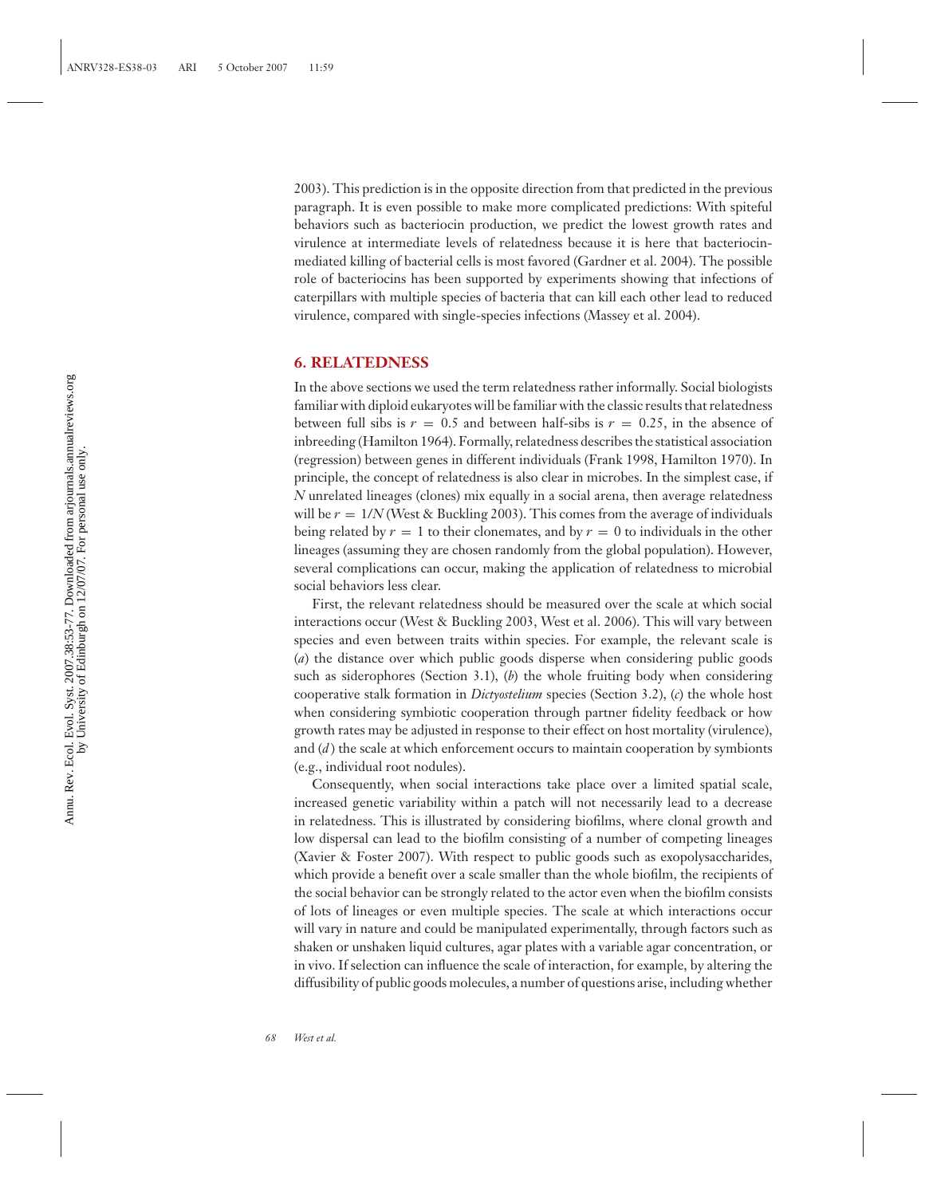2003). This prediction is in the opposite direction from that predicted in the previous paragraph. It is even possible to make more complicated predictions: With spiteful behaviors such as bacteriocin production, we predict the lowest growth rates and virulence at intermediate levels of relatedness because it is here that bacteriocin-mediated killing of bacterial cells is most favored (Gardner et al. 2004). The possible role of bacteriocins has been supported by experiments showing that infections of caterpillars with multiple species of bacteria that can kill each other lead to reduced virulence, compared with single-species infections (Massey et al. 2004).

## 6. RELATEDNESS

In the above sections we used the term relatedness rather informally. Social biologists familiar with diploid eukaryotes will be familiar with the classic results that relatedness between full sibs is $r = 0.5$ and between half-sibs is $r = 0.25$, in the absence of inbreeding (Hamilton 1964). Formally, relatedness describes the statistical association (regression) between genes in different individuals (Frank 1998, Hamilton 1970). In principle, the concept of relatedness is also clear in microbes. In the simplest case, if $N$ unrelated lineages (clones) mix equally in a social arena, then average relatedness will be $r = 1/N$ (West & Buckling 2003). This comes from the average of individuals being related by $r = 1$ to their clonemates, and by $r = 0$ to individuals in the other lineages (assuming they are chosen randomly from the global population). However, several complications can occur, making the application of relatedness to microbial social behaviors less clear.

First, the relevant relatedness should be measured over the scale at which social interactions occur (West & Buckling 2003, West et al. 2006). This will vary between species and even between traits within species. For example, the relevant scale is (*a*) the distance over which public goods disperse when considering public goods such as siderophores (Section 3.1), (*b*) the whole fruiting body when considering cooperative stalk formation in *Dictyostelium* species (Section 3.2), (*c*) the whole host when considering symbiotic cooperation through partner fidelity feedback or how growth rates may be adjusted in response to their effect on host mortality (virulence), and (*d*) the scale at which enforcement occurs to maintain cooperation by symbionts (e.g., individual root nodules).

Consequently, when social interactions take place over a limited spatial scale, increased genetic variability within a patch will not necessarily lead to a decrease in relatedness. This is illustrated by considering biofilms, where clonal growth and low dispersal can lead to the biofilm consisting of a number of competing lineages (Xavier & Foster 2007). With respect to public goods such as exopolysaccharides, which provide a benefit over a scale smaller than the whole biofilm, the recipients of the social behavior can be strongly related to the actor even when the biofilm consists of lots of lineages or even multiple species. The scale at which interactions occur will vary in nature and could be manipulated experimentally, through factors such as shaken or unshaken liquid cultures, agar plates with a variable agar concentration, or in vivo. If selection can influence the scale of interaction, for example, by altering the diffusibility of public goods molecules, a number of questions arise, including whether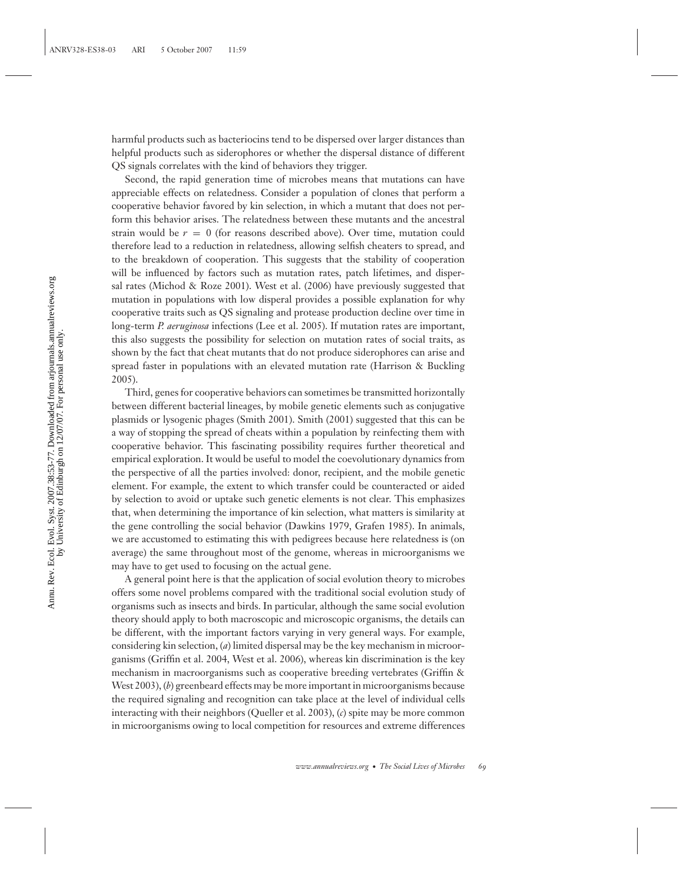harmful products such as bacteriocins tend to be dispersed over larger distances than helpful products such as siderophores or whether the dispersal distance of different QS signals correlates with the kind of behaviors they trigger.

Second, the rapid generation time of microbes means that mutations can have appreciable effects on relatedness. Consider a population of clones that perform a cooperative behavior favored by kin selection, in which a mutant that does not perform this behavior arises. The relatedness between these mutants and the ancestral strain would be $r = 0$ (for reasons described above). Over time, mutation could therefore lead to a reduction in relatedness, allowing selfish cheaters to spread, and to the breakdown of cooperation. This suggests that the stability of cooperation will be influenced by factors such as mutation rates, patch lifetimes, and dispersal rates (Michod & Roze 2001). West et al. (2006) have previously suggested that mutation in populations with low disperal provides a possible explanation for why cooperative traits such as QS signaling and protease production decline over time in long-term *P. aeruginosa* infections (Lee et al. 2005). If mutation rates are important, this also suggests the possibility for selection on mutation rates of social traits, as shown by the fact that cheat mutants that do not produce siderophores can arise and spread faster in populations with an elevated mutation rate (Harrison & Buckling 2005).

Third, genes for cooperative behaviors can sometimes be transmitted horizontally between different bacterial lineages, by mobile genetic elements such as conjugative plasmids or lysogenic phages (Smith 2001). Smith (2001) suggested that this can be a way of stopping the spread of cheats within a population by reinfecting them with cooperative behavior. This fascinating possibility requires further theoretical and empirical exploration. It would be useful to model the coevolutionary dynamics from the perspective of all the parties involved: donor, recipient, and the mobile genetic element. For example, the extent to which transfer could be counteracted or aided by selection to avoid or uptake such genetic elements is not clear. This emphasizes that, when determining the importance of kin selection, what matters is similarity at the gene controlling the social behavior (Dawkins 1979, Grafen 1985). In animals, we are accustomed to estimating this with pedigrees because here relatedness is (on average) the same throughout most of the genome, whereas in microorganisms we may have to get used to focusing on the actual gene.

A general point here is that the application of social evolution theory to microbes offers some novel problems compared with the traditional social evolution study of organisms such as insects and birds. In particular, although the same social evolution theory should apply to both macroscopic and microscopic organisms, the details can be different, with the important factors varying in very general ways. For example, considering kin selection, (*a*) limited dispersal may be the key mechanism in microorganisms (Griffin et al. 2004, West et al. 2006), whereas kin discrimination is the key mechanism in macroorganisms such as cooperative breeding vertebrates (Griffin & West 2003), (*b*) greenbeard effects may be more important in microorganisms because the required signaling and recognition can take place at the level of individual cells interacting with their neighbors (Queller et al. 2003), (*c*) spite may be more common in microorganisms owing to local competition for resources and extreme differences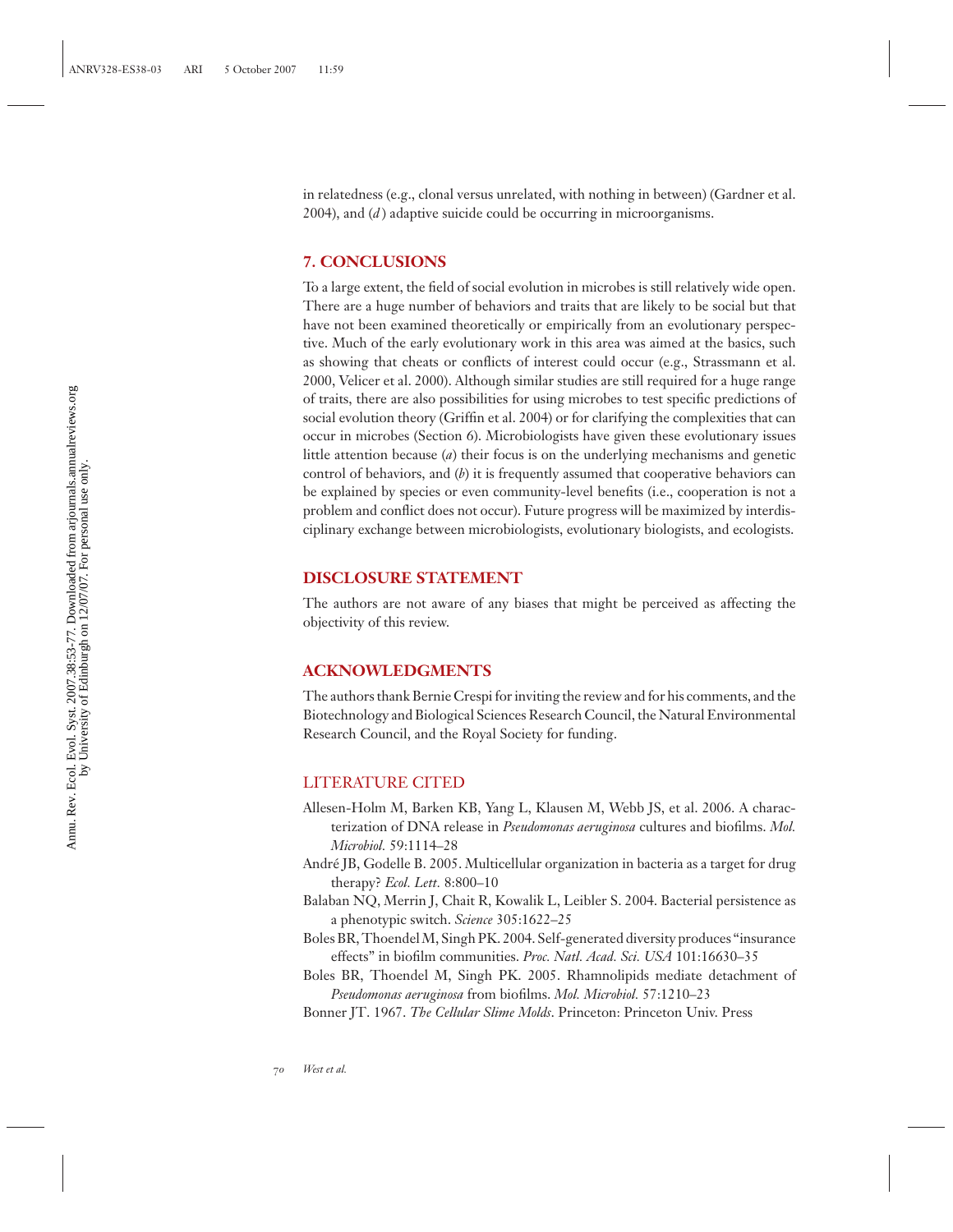in relatedness (e.g., clonal versus unrelated, with nothing in between) (Gardner et al. 2004), and (*d*) adaptive suicide could be occurring in microorganisms.

## 7. CONCLUSIONS

To a large extent, the field of social evolution in microbes is still relatively wide open. There are a huge number of behaviors and traits that are likely to be social but that have not been examined theoretically or empirically from an evolutionary perspective. Much of the early evolutionary work in this area was aimed at the basics, such as showing that cheats or conflicts of interest could occur (e.g., Strassmann et al. 2000, Velicer et al. 2000). Although similar studies are still required for a huge range of traits, there are also possibilities for using microbes to test specific predictions of social evolution theory (Griffin et al. 2004) or for clarifying the complexities that can occur in microbes (Section 6). Microbiologists have given these evolutionary issues little attention because (*a*) their focus is on the underlying mechanisms and genetic control of behaviors, and (*b*) it is frequently assumed that cooperative behaviors can be explained by species or even community-level benefits (i.e., cooperation is not a problem and conflict does not occur). Future progress will be maximized by interdisciplinary exchange between microbiologists, evolutionary biologists, and ecologists.

## DISCLOSURE STATEMENT

The authors are not aware of any biases that might be perceived as affecting the objectivity of this review.

## ACKNOWLEDGMENTS

The authors thank Bernie Crespi for inviting the review and for his comments, and the Biotechnology and Biological Sciences Research Council, the Natural Environmental Research Council, and the Royal Society for funding.

## LITERATURE CITED

Allesen-Holm M, Barken KB, Yang L, Klausen M, Webb JS, et al. 2006. A characterization of DNA release in *Pseudomonas aeruginosa* cultures and biofilms. *Mol. Microbiol.* 59:1114–28

André JB, Godelle B. 2005. Multicellular organization in bacteria as a target for drug therapy? *Ecol. Lett.* 8:800–10

Balaban NQ, Merrin J, Chait R, Kowalik L, Leibler S. 2004. Bacterial persistence as a phenotypic switch. *Science* 305:1622–25

Boles BR, Thoendel M, Singh PK. 2004. Self-generated diversity produces "insurance effects" in biofilm communities. *Proc. Natl. Acad. Sci. USA* 101:16630–35

Boles BR, Thoendel M, Singh PK. 2005. Rhamnolipids mediate detachment of *Pseudomonas aeruginosa* from biofilms. *Mol. Microbiol.* 57:1210–23

Bonner JT. 1967. *The Cellular Slime Molds*. Princeton: Princeton Univ. Press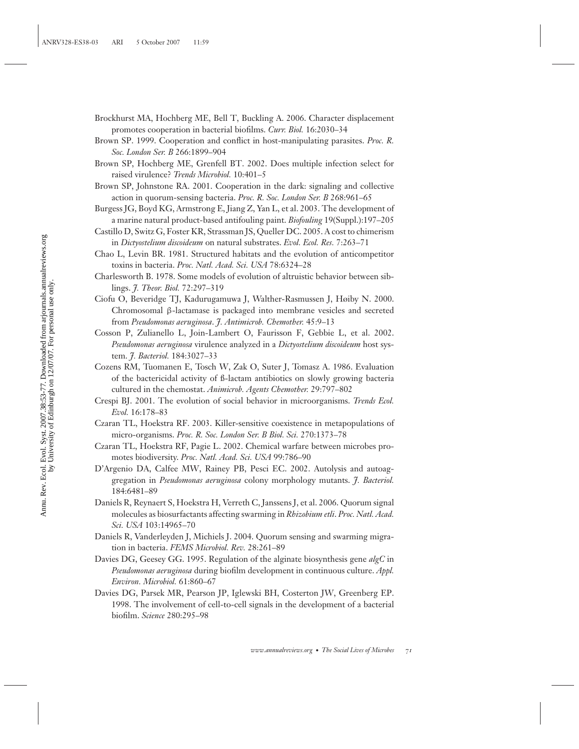Brockhurst MA, Hochberg ME, Bell T, Buckling A. 2006. Character displacement promotes cooperation in bacterial biofilms. *Curr. Biol.* 16:2030–34

Brown SP. 1999. Cooperation and conflict in host-manipulating parasites. *Proc. R. Soc. London Ser. B* 266:1899–904

Brown SP, Hochberg ME, Grenfell BT. 2002. Does multiple infection select for raised virulence? *Trends Microbiol.* 10:401–5

Brown SP, Johnstone RA. 2001. Cooperation in the dark: signaling and collective action in quorum-sensing bacteria. *Proc. R. Soc. London Ser. B* 268:961–65

Burgess JG, Boyd KG, Armstrong E, Jiang Z, Yan L, et al. 2003. The development of a marine natural product-based antifouling paint. *Biofouling* 19(Suppl.):197–205

Castillo D, Switz G, Foster KR, Strassman JS, Queller DC. 2005. A cost to chimerism in *Dictyostelium discoideum* on natural substrates. *Evol. Ecol. Res.* 7:263–71

Chao L, Levin BR. 1981. Structured habitats and the evolution of anticompetitor toxins in bacteria. *Proc. Natl. Acad. Sci. USA* 78:6324–28

Charlesworth B. 1978. Some models of evolution of altruistic behavior between siblings. *J. Theor. Biol.* 72:297–319

Ciofu O, Beveridge TJ, Kadurugamuwa J, Walther-Rasmussen J, Høiby N. 2000. Chromosomal β-lactamase is packaged into membrane vesicles and secreted from *Pseudomonas aeruginosa*. *J. Antimicrob. Chemother.* 45:9–13

Cosson P, Zulianello L, Join-Lambert O, Faurisson F, Gebbie L, et al. 2002. *Pseudomonas aeruginosa* virulence analyzed in a *Dictyostelium discoideum* host system. *J. Bacteriol.* 184:3027–33

Cozens RM, Tuomanen E, Tosch W, Zak O, Suter J, Tomasz A. 1986. Evaluation of the bactericidal activity of ß-lactam antibiotics on slowly growing bacteria cultured in the chemostat. *Animicrob. Agents Chemother.* 29:797–802

Crespi BJ. 2001. The evolution of social behavior in microorganisms. *Trends Ecol. Evol.* 16:178–83

Czaran TL, Hoekstra RF. 2003. Killer-sensitive coexistence in metapopulations of micro-organisms. *Proc. R. Soc. London Ser. B Biol. Sci.* 270:1373–78

Czaran TL, Hoekstra RF, Pagie L. 2002. Chemical warfare between microbes promotes biodiversity. *Proc. Natl. Acad. Sci. USA* 99:786–90

D'Argenio DA, Calfee MW, Rainey PB, Pesci EC. 2002. Autolysis and autoaggregation in *Pseudomonas aeruginosa* colony morphology mutants. *J. Bacteriol.* 184:6481–89

Daniels R, Reynaert S, Hoekstra H, Verreth C, Janssens J, et al. 2006. Quorum signal molecules as biosurfactants affecting swarming in *Rhizobium etli*. *Proc. Natl. Acad. Sci. USA* 103:14965–70

Daniels R, Vanderleyden J, Michiels J. 2004. Quorum sensing and swarming migration in bacteria. *FEMS Microbiol. Rev.* 28:261–89

Davies DG, Geesey GG. 1995. Regulation of the alginate biosynthesis gene *algC* in *Pseudomonas aeruginosa* during biofilm development in continuous culture. *Appl. Environ. Microbiol.* 61:860–67

Davies DG, Parsek MR, Pearson JP, Iglewski BH, Costerton JW, Greenberg EP. 1998. The involvement of cell-to-cell signals in the development of a bacterial biofilm. *Science* 280:295–98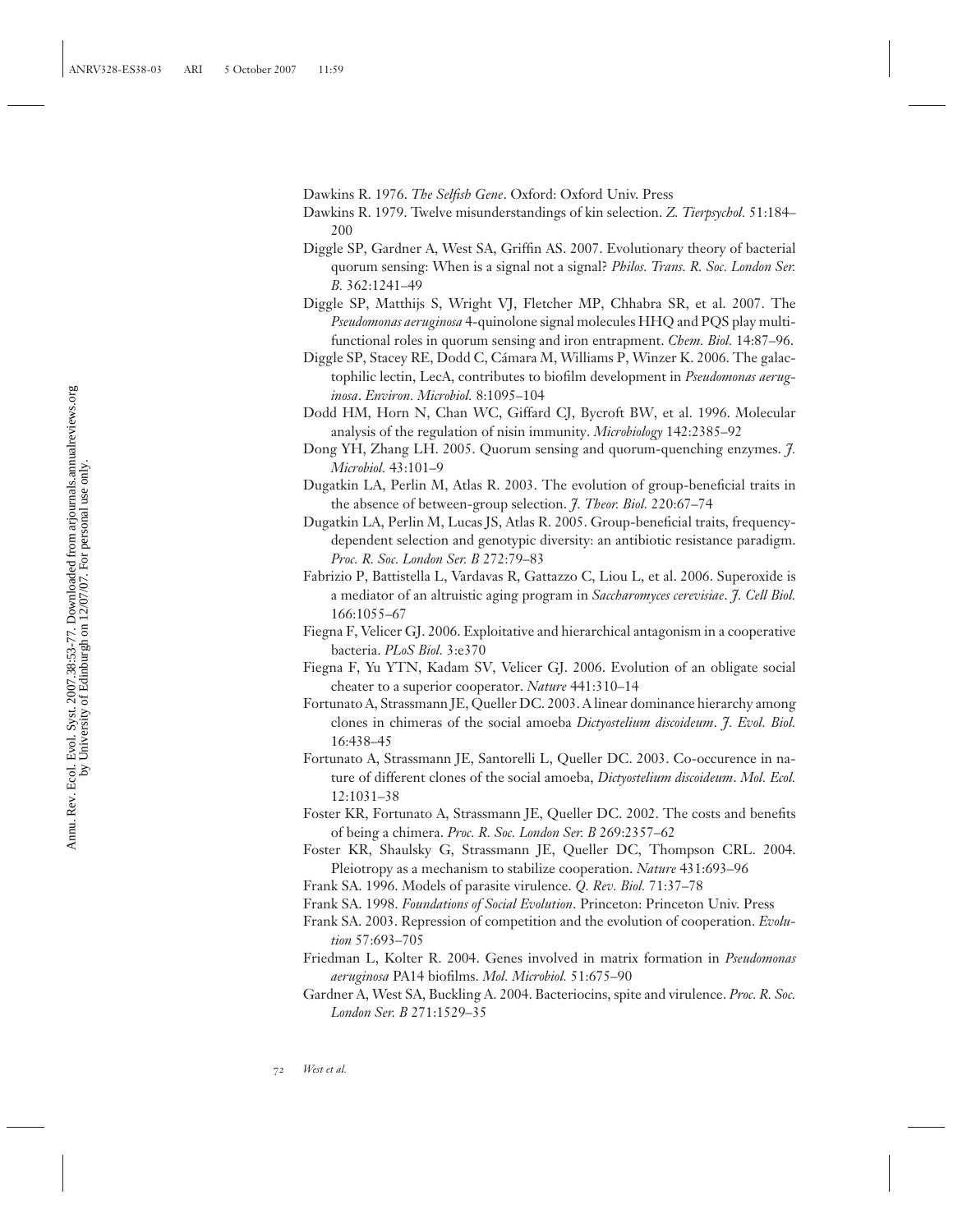Dawkins R. 1976. *The Selfish Gene*. Oxford: Oxford Univ. Press

Dawkins R. 1979. Twelve misunderstandings of kin selection. *Z. Tierpsychol.* 51:184–200

Diggle SP, Gardner A, West SA, Griffin AS. 2007. Evolutionary theory of bacterial quorum sensing: When is a signal not a signal? *Philos. Trans. R. Soc. London Ser. B.* 362:1241–49

Diggle SP, Matthijs S, Wright VJ, Fletcher MP, Chhabra SR, et al. 2007. The *Pseudomonas aeruginosa* 4-quinolone signal molecules HHQ and PQS play multifunctional roles in quorum sensing and iron entrapment. *Chem. Biol.* 14:87–96.

Diggle SP, Stacey RE, Dodd C, Cámara M, Williams P, Winzer K. 2006. The galactophilic lectin, LecA, contributes to biofilm development in *Pseudomonas aeruginosa*. *Environ. Microbiol.* 8:1095–104

Dodd HM, Horn N, Chan WC, Giffard CJ, Bycroft BW, et al. 1996. Molecular analysis of the regulation of nisin immunity. *Microbiology* 142:2385–92

Dong YH, Zhang LH. 2005. Quorum sensing and quorum-quenching enzymes. *J. Microbiol.* 43:101–9

Dugatkin LA, Perlin M, Atlas R. 2003. The evolution of group-beneficial traits in the absence of between-group selection. *J. Theor. Biol.* 220:67–74

Dugatkin LA, Perlin M, Lucas JS, Atlas R. 2005. Group-beneficial traits, frequency-dependent selection and genotypic diversity: an antibiotic resistance paradigm. *Proc. R. Soc. London Ser. B* 272:79–83

Fabrizio P, Battistella L, Vardavas R, Gattazzo C, Liou L, et al. 2006. Superoxide is a mediator of an altruistic aging program in *Saccharomyces cerevisiae*. *J. Cell Biol.* 166:1055–67

Fiegna F, Velicer GJ. 2006. Exploitative and hierarchical antagonism in a cooperative bacteria. *PLoS Biol.* 3:e370

Fiegna F, Yu YTN, Kadam SV, Velicer GJ. 2006. Evolution of an obligate social cheater to a superior cooperator. *Nature* 441:310–14

Fortunato A, Strassmann JE, Queller DC. 2003. A linear dominance hierarchy among clones in chimeras of the social amoeba *Dictyostelium discoideum*. *J. Evol. Biol.* 16:438–45

Fortunato A, Strassmann JE, Santorelli L, Queller DC. 2003. Co-occurence in nature of different clones of the social amoeba, *Dictyostelium discoideum*. *Mol. Ecol.* 12:1031–38

Foster KR, Fortunato A, Strassmann JE, Queller DC. 2002. The costs and benefits of being a chimera. *Proc. R. Soc. London Ser. B* 269:2357–62

Foster KR, Shaulsky G, Strassmann JE, Queller DC, Thompson CRL. 2004. Pleiotropy as a mechanism to stabilize cooperation. *Nature* 431:693–96

Frank SA. 1996. Models of parasite virulence. *Q. Rev. Biol.* 71:37–78

Frank SA. 1998. *Foundations of Social Evolution*. Princeton: Princeton Univ. Press

Frank SA. 2003. Repression of competition and the evolution of cooperation. *Evolution* 57:693–705

Friedman L, Kolter R. 2004. Genes involved in matrix formation in *Pseudomonas aeruginosa* PA14 biofilms. *Mol. Microbiol.* 51:675–90

Gardner A, West SA, Buckling A. 2004. Bacteriocins, spite and virulence. *Proc. R. Soc. London Ser. B* 271:1529–35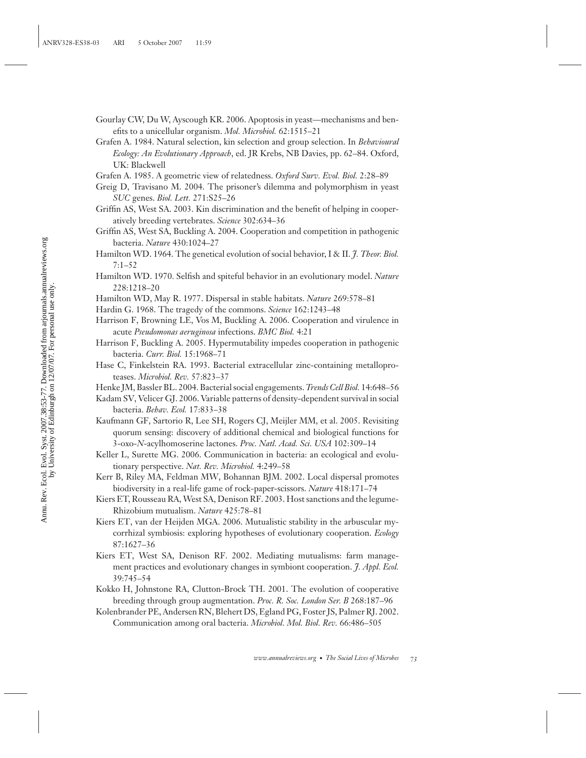Gourlay CW, Du W, Ayscough KR. 2006. Apoptosis in yeast—mechanisms and benefits to a unicellular organism. *Mol. Microbiol.* 62:1515–21

Grafen A. 1984. Natural selection, kin selection and group selection. In *Behavioural Ecology: An Evolutionary Approach*, ed. JR Krebs, NB Davies, pp. 62–84. Oxford, UK: Blackwell

Grafen A. 1985. A geometric view of relatedness. *Oxford Surv. Evol. Biol.* 2:28–89

Greig D, Travisano M. 2004. The prisoner's dilemma and polymorphism in yeast *SUC* genes. *Biol. Lett.* 271:S25–26

Griffin AS, West SA. 2003. Kin discrimination and the benefit of helping in cooperatively breeding vertebrates. *Science* 302:634–36

Griffin AS, West SA, Buckling A. 2004. Cooperation and competition in pathogenic bacteria. *Nature* 430:1024–27

Hamilton WD. 1964. The genetical evolution of social behavior, I & II. *J. Theor. Biol.* 7:1–52

Hamilton WD. 1970. Selfish and spiteful behavior in an evolutionary model. *Nature* 228:1218–20

Hamilton WD, May R. 1977. Dispersal in stable habitats. *Nature* 269:578–81

Hardin G. 1968. The tragedy of the commons. *Science* 162:1243–48

Harrison F, Browning LE, Vos M, Buckling A. 2006. Cooperation and virulence in acute *Pseudomonas aeruginosa* infections. *BMC Biol.* 4:21

Harrison F, Buckling A. 2005. Hypermutability impedes cooperation in pathogenic bacteria. *Curr. Biol.* 15:1968–71

Hase C, Finkelstein RA. 1993. Bacterial extracellular zinc-containing metalloproteases. *Microbiol. Rev.* 57:823–37

Henke JM, Bassler BL. 2004. Bacterial social engagements. *Trends Cell Biol.* 14:648–56

Kadam SV, Velicer GJ. 2006. Variable patterns of density-dependent survival in social bacteria. *Behav. Ecol.* 17:833–38

Kaufmann GF, Sartorio R, Lee SH, Rogers CJ, Meijler MM, et al. 2005. Revisiting quorum sensing: discovery of additional chemical and biological functions for 3-oxo-*N*-acylhomoserine lactones. *Proc. Natl. Acad. Sci. USA* 102:309–14

Keller L, Surette MG. 2006. Communication in bacteria: an ecological and evolutionary perspective. *Nat. Rev. Microbiol.* 4:249–58

Kerr B, Riley MA, Feldman MW, Bohannan BJM. 2002. Local dispersal promotes biodiversity in a real-life game of rock-paper-scissors. *Nature* 418:171–74

Kiers ET, Rousseau RA, West SA, Denison RF. 2003. Host sanctions and the legume-Rhizobium mutualism. *Nature* 425:78–81

Kiers ET, van der Heijden MGA. 2006. Mutualistic stability in the arbuscular mycorrhizal symbiosis: exploring hypotheses of evolutionary cooperation. *Ecology* 87:1627–36

Kiers ET, West SA, Denison RF. 2002. Mediating mutualisms: farm management practices and evolutionary changes in symbiont cooperation. *J. Appl. Ecol.* 39:745–54

Kokko H, Johnstone RA, Clutton-Brock TH. 2001. The evolution of cooperative breeding through group augmentation. *Proc. R. Soc. London Ser. B* 268:187–96

Kolenbrander PE, Andersen RN, Blehert DS, Egland PG, Foster JS, Palmer RJ. 2002. Communication among oral bacteria. *Microbiol. Mol. Biol. Rev.* 66:486–505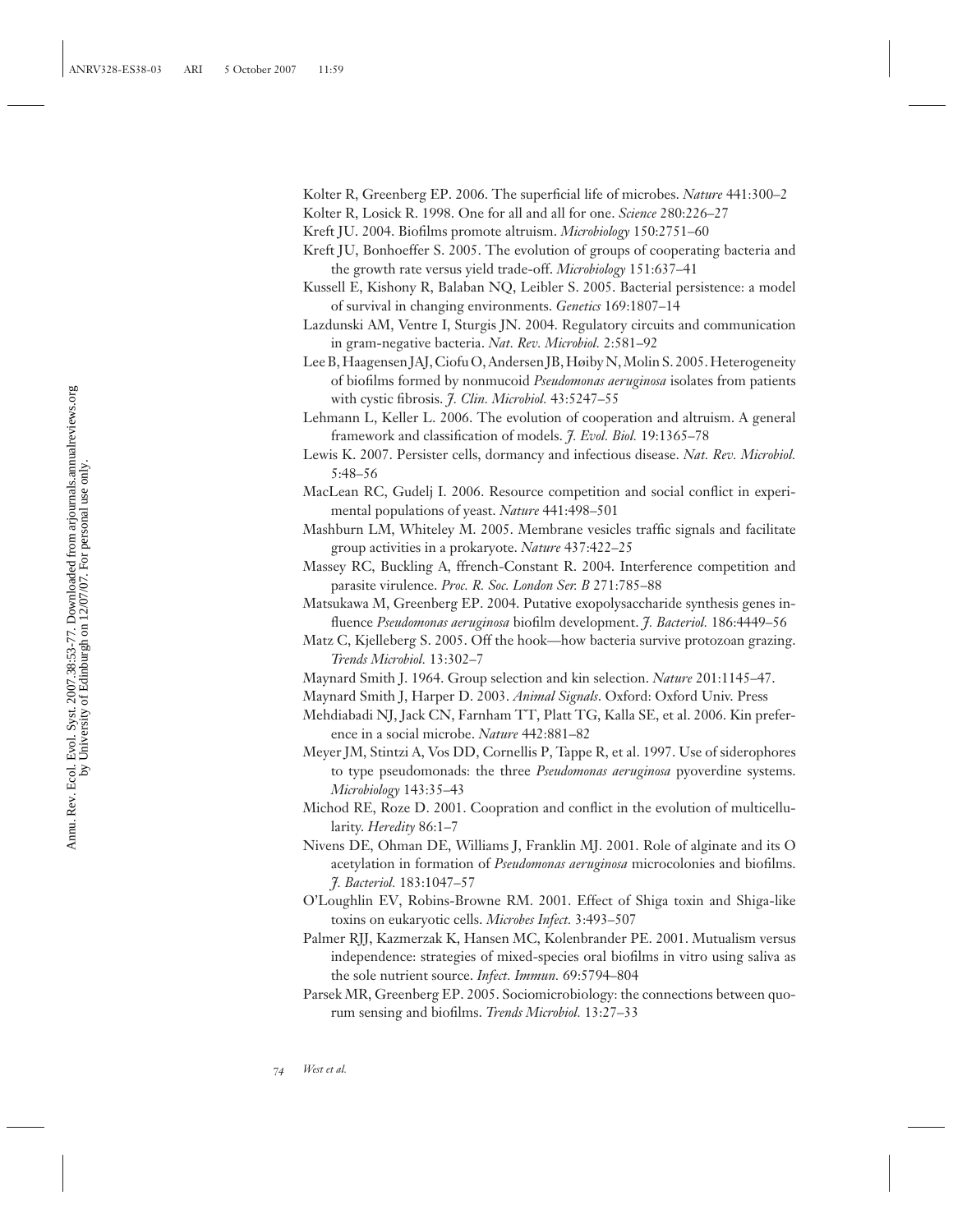Kolter R, Greenberg EP. 2006. The superficial life of microbes. *Nature* 441:300–2

Kolter R, Losick R. 1998. One for all and all for one. *Science* 280:226–27

Kreft JU. 2004. Biofilms promote altruism. *Microbiology* 150:2751–60

Kreft JU, Bonhoeffer S. 2005. The evolution of groups of cooperating bacteria and the growth rate versus yield trade-off. *Microbiology* 151:637–41

Kussell E, Kishony R, Balaban NQ, Leibler S. 2005. Bacterial persistence: a model of survival in changing environments. *Genetics* 169:1807–14

Lazdunski AM, Ventre I, Sturgis JN. 2004. Regulatory circuits and communication in gram-negative bacteria. *Nat. Rev. Microbiol.* 2:581–92

Lee B, Haagensen JAJ, Ciofu O, Andersen JB, Høiby N, Molin S. 2005. Heterogeneity of biofilms formed by nonmucoid *Pseudomonas aeruginosa* isolates from patients with cystic fibrosis. *J. Clin. Microbiol.* 43:5247–55

Lehmann L, Keller L. 2006. The evolution of cooperation and altruism. A general framework and classification of models. *J. Evol. Biol.* 19:1365–78

Lewis K. 2007. Persister cells, dormancy and infectious disease. *Nat. Rev. Microbiol.* 5:48–56

MacLean RC, Gudelj I. 2006. Resource competition and social conflict in experimental populations of yeast. *Nature* 441:498–501

Mashburn LM, Whiteley M. 2005. Membrane vesicles traffic signals and facilitate group activities in a prokaryote. *Nature* 437:422–25

Massey RC, Buckling A, ffrench-Constant R. 2004. Interference competition and parasite virulence. *Proc. R. Soc. London Ser. B* 271:785–88

Matsukawa M, Greenberg EP. 2004. Putative exopolysaccharide synthesis genes influence *Pseudomonas aeruginosa* biofilm development. *J. Bacteriol.* 186:4449–56

Matz C, Kjelleberg S. 2005. Off the hook—how bacteria survive protozoan grazing. *Trends Microbiol.* 13:302–7

Maynard Smith J. 1964. Group selection and kin selection. *Nature* 201:1145–47.

Maynard Smith J, Harper D. 2003. *Animal Signals*. Oxford: Oxford Univ. Press

Mehdiabadi NJ, Jack CN, Farnham TT, Platt TG, Kalla SE, et al. 2006. Kin preference in a social microbe. *Nature* 442:881–82

Meyer JM, Stintzi A, Vos DD, Cornellis P, Tappe R, et al. 1997. Use of siderophores to type pseudomonads: the three *Pseudomonas aeruginosa* pyoverdine systems. *Microbiology* 143:35–43

Michod RE, Roze D. 2001. Coopration and conflict in the evolution of multicellularity. *Heredity* 86:1–7

Nivens DE, Ohman DE, Williams J, Franklin MJ. 2001. Role of alginate and its O acetylation in formation of *Pseudomonas aeruginosa* microcolonies and biofilms. *J. Bacteriol.* 183:1047–57

O'Loughlin EV, Robins-Browne RM. 2001. Effect of Shiga toxin and Shiga-like toxins on eukaryotic cells. *Microbes Infect.* 3:493–507

Palmer RJJ, Kazmerzak K, Hansen MC, Kolenbrander PE. 2001. Mutualism versus independence: strategies of mixed-species oral biofilms in vitro using saliva as the sole nutrient source. *Infect. Immun.* 69:5794–804

Parsek MR, Greenberg EP. 2005. Sociomicrobiology: the connections between quorum sensing and biofilms. *Trends Microbiol.* 13:27–33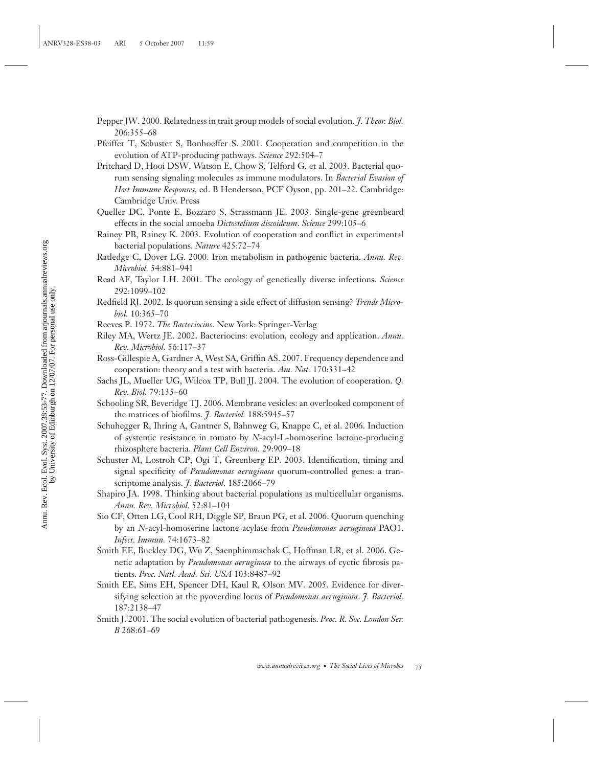Pepper JW. 2000. Relatedness in trait group models of social evolution. *J. Theor. Biol.* 206:355–68

Pfeiffer T, Schuster S, Bonhoeffer S. 2001. Cooperation and competition in the evolution of ATP-producing pathways. *Science* 292:504–7

Pritchard D, Hooi DSW, Watson E, Chow S, Telford G, et al. 2003. Bacterial quorum sensing signaling molecules as immune modulators. In *Bacterial Evasion of Host Immune Responses*, ed. B Henderson, PCF Oyson, pp. 201–22. Cambridge: Cambridge Univ. Press

Queller DC, Ponte E, Bozzaro S, Strassmann JE. 2003. Single-gene greenbeard effects in the social amoeba *Dictostelium discoideum*. *Science* 299:105–6

Rainey PB, Rainey K. 2003. Evolution of cooperation and conflict in experimental bacterial populations. *Nature* 425:72–74

Ratledge C, Dover LG. 2000. Iron metabolism in pathogenic bacteria. *Annu. Rev. Microbiol.* 54:881–941

Read AF, Taylor LH. 2001. The ecology of genetically diverse infections. *Science* 292:1099–102

Redfield RJ. 2002. Is quorum sensing a side effect of diffusion sensing? *Trends Microbiol.* 10:365–70

Reeves P. 1972. *The Bacteriocins*. New York: Springer-Verlag

Riley MA, Wertz JE. 2002. Bacteriocins: evolution, ecology and application. *Annu. Rev. Microbiol.* 56:117–37

Ross-Gillespie A, Gardner A, West SA, Griffin AS. 2007. Frequency dependence and cooperation: theory and a test with bacteria. *Am. Nat.* 170:331–42

Sachs JL, Mueller UG, Wilcox TP, Bull JJ. 2004. The evolution of cooperation. *Q. Rev. Biol.* 79:135–60

Schooling SR, Beveridge TJ. 2006. Membrane vesicles: an overlooked component of the matrices of biofilms. *J. Bacteriol.* 188:5945–57

Schuhegger R, Ihring A, Gantner S, Bahnweg G, Knappe C, et al. 2006. Induction of systemic resistance in tomato by *N*-acyl-L-homoserine lactone-producing rhizosphere bacteria. *Plant Cell Environ.* 29:909–18

Schuster M, Lostroh CP, Ogi T, Greenberg EP. 2003. Identification, timing and signal specificity of *Pseudomonas aeruginosa* quorum-controlled genes: a transcriptome analysis. *J. Bacteriol.* 185:2066–79

Shapiro JA. 1998. Thinking about bacterial populations as multicellular organisms. *Annu. Rev. Microbiol.* 52:81–104

Sio CF, Otten LG, Cool RH, Diggle SP, Braun PG, et al. 2006. Quorum quenching by an *N*-acyl-homoserine lactone acylase from *Pseudomonas aeruginosa* PAO1. *Infect. Immun.* 74:1673–82

Smith EE, Buckley DG, Wu Z, Saenphimmachak C, Hoffman LR, et al. 2006. Genetic adaptation by *Pseudomonas aeruginosa* to the airways of cyctic fibrosis patients. *Proc. Natl. Acad. Sci. USA* 103:8487–92

Smith EE, Sims EH, Spencer DH, Kaul R, Olson MV. 2005. Evidence for diversifying selection at the pyoverdine locus of *Pseudomonas aeruginosa*. *J. Bacteriol.* 187:2138–47

Smith J. 2001. The social evolution of bacterial pathogenesis. *Proc. R. Soc. London Ser. B* 268:61–69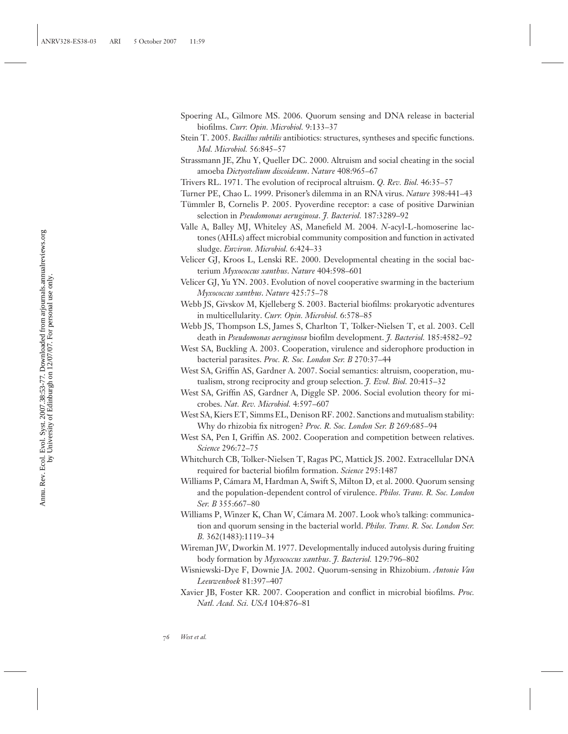Spoering AL, Gilmore MS. 2006. Quorum sensing and DNA release in bacterial biofilms. *Curr. Opin. Microbiol.* 9:133–37

Stein T. 2005. *Bacillus subtilis* antibiotics: structures, syntheses and specific functions. *Mol. Microbiol.* 56:845–57

Strassmann JE, Zhu Y, Queller DC. 2000. Altruism and social cheating in the social amoeba *Dictyostelium discoideum*. *Nature* 408:965–67

Trivers RL. 1971. The evolution of reciprocal altruism. *Q. Rev. Biol.* 46:35–57

Turner PE, Chao L. 1999. Prisoner's dilemma in an RNA virus. *Nature* 398:441–43

Tümmler B, Cornelis P. 2005. Pyoverdine receptor: a case of positive Darwinian selection in *Pseudomonas aeruginosa*. *J. Bacteriol.* 187:3289–92

Valle A, Balley MJ, Whiteley AS, Manefield M. 2004. *N*-acyl-L-homoserine lactones (AHLs) affect microbial community composition and function in activated sludge. *Environ. Microbiol.* 6:424–33

Velicer GJ, Kroos L, Lenski RE. 2000. Developmental cheating in the social bacterium *Myxococcus xanthus*. *Nature* 404:598–601

Velicer GJ, Yu YN. 2003. Evolution of novel cooperative swarming in the bacterium *Myxococcus xanthus*. *Nature* 425:75–78

Webb JS, Givskov M, Kjelleberg S. 2003. Bacterial biofilms: prokaryotic adventures in multicellularity. *Curr. Opin. Microbiol.* 6:578–85

Webb JS, Thompson LS, James S, Charlton T, Tolker-Nielsen T, et al. 2003. Cell death in *Pseudomonas aeruginosa* biofilm development. *J. Bacteriol.* 185:4582–92

West SA, Buckling A. 2003. Cooperation, virulence and siderophore production in bacterial parasites. *Proc. R. Soc. London Ser. B* 270:37–44

West SA, Griffin AS, Gardner A. 2007. Social semantics: altruism, cooperation, mutualism, strong reciprocity and group selection. *J. Evol. Biol.* 20:415–32

West SA, Griffin AS, Gardner A, Diggle SP. 2006. Social evolution theory for microbes. *Nat. Rev. Microbiol.* 4:597–607

West SA, Kiers ET, Simms EL, Denison RF. 2002. Sanctions and mutualism stability: Why do rhizobia fix nitrogen? *Proc. R. Soc. London Ser. B* 269:685–94

West SA, Pen I, Griffin AS. 2002. Cooperation and competition between relatives. *Science* 296:72–75

Whitchurch CB, Tolker-Nielsen T, Ragas PC, Mattick JS. 2002. Extracellular DNA required for bacterial biofilm formation. *Science* 295:1487

Williams P, Cámara M, Hardman A, Swift S, Milton D, et al. 2000. Quorum sensing and the population-dependent control of virulence. *Philos. Trans. R. Soc. London Ser. B* 355:667–80

Williams P, Winzer K, Chan W, Cámara M. 2007. Look who's talking: communication and quorum sensing in the bacterial world. *Philos. Trans. R. Soc. London Ser. B.* 362(1483):1119–34

Wireman JW, Dworkin M. 1977. Developmentally induced autolysis during fruiting body formation by *Myxococcus xanthus*. *J. Bacteriol.* 129:796–802

Wisniewski-Dye F, Downie JA. 2002. Quorum-sensing in Rhizobium. *Antonie Van Leeuwenhoek* 81:397–407

Xavier JB, Foster KR. 2007. Cooperation and conflict in microbial biofilms. *Proc. Natl. Acad. Sci. USA* 104:876–81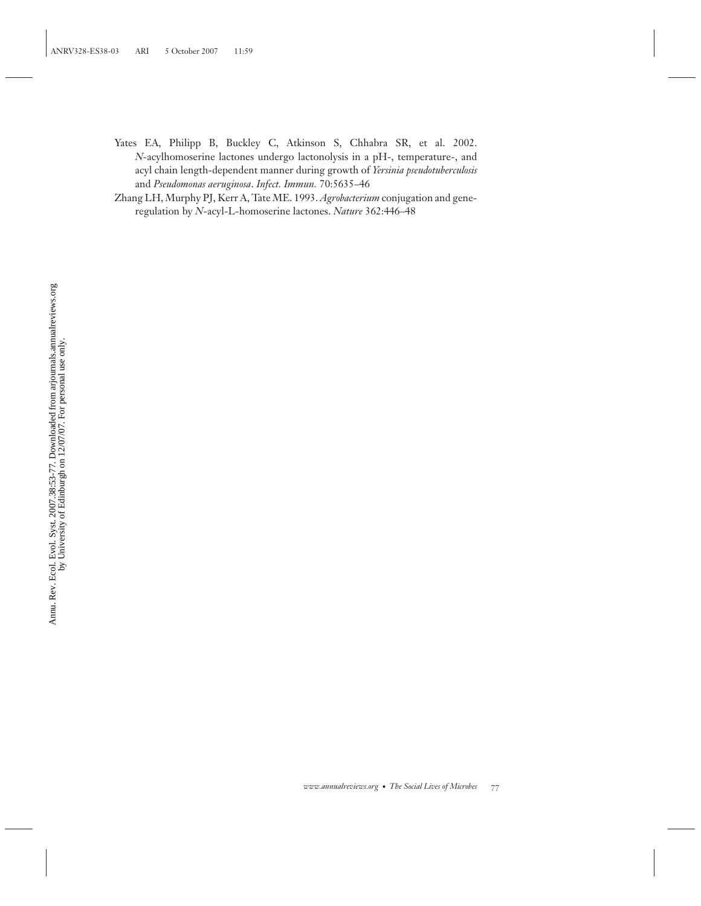Yates EA, Philipp B, Buckley C, Atkinson S, Chhabra SR, et al. 2002. *N*-acylhomoserine lactones undergo lactonolysis in a pH-, temperature-, and acyl chain length-dependent manner during growth of *Yersinia pseudotuberculosis* and *Pseudomonas aeruginosa*. *Infect. Immun.* 70:5635–46

Zhang LH, Murphy PJ, Kerr A, Tate ME. 1993. *Agrobacterium* conjugation and gene-regulation by *N*-acyl-L-homoserine lactones. *Nature* 362:446–48